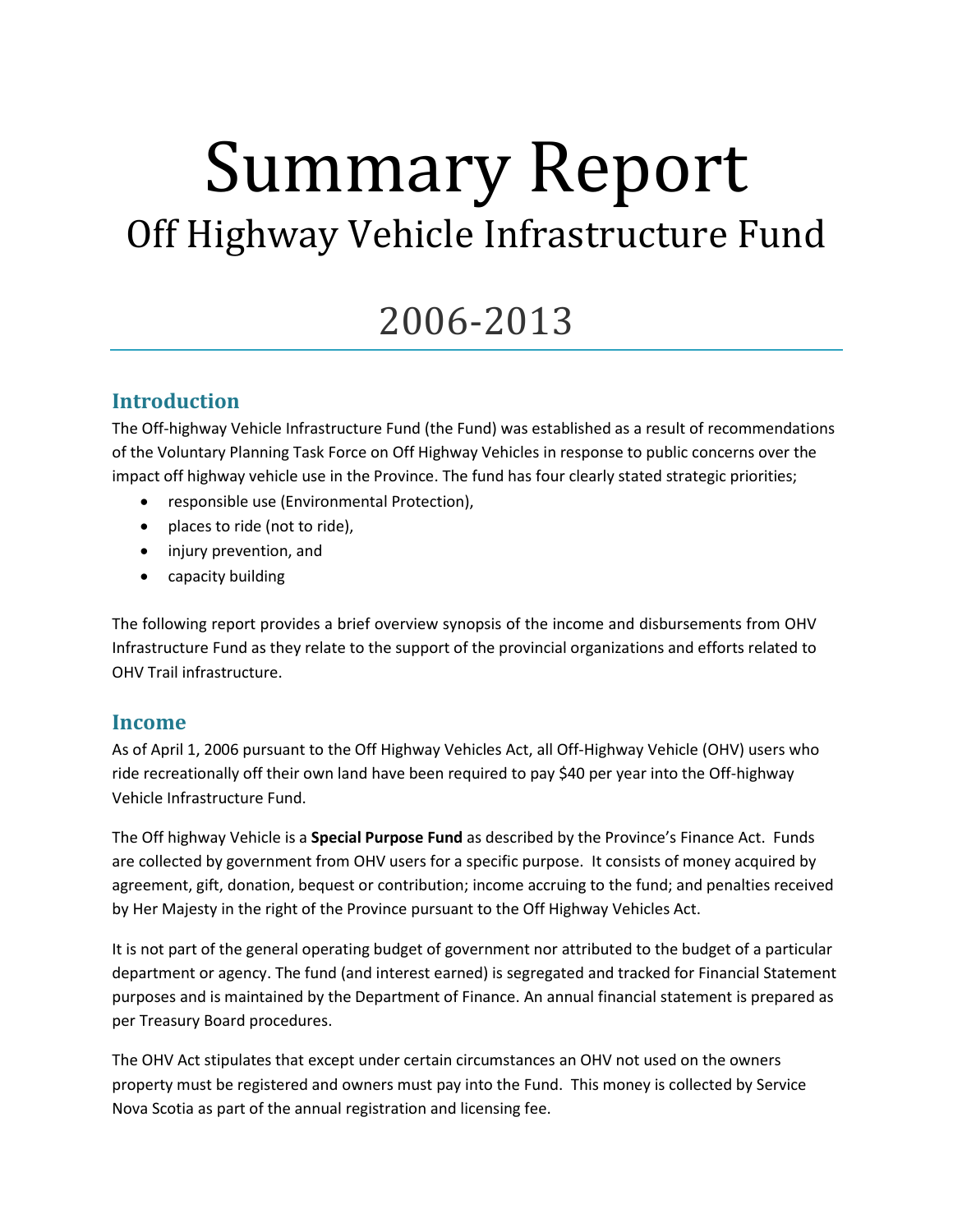# Summary Report

## Off Highway Vehicle Infrastructure Fund

## 2006-2013

### Introduction

The Off-highway Vehicle Infrastructure Fund (the Fund) was established as a result of recommendations of the Voluntary Planning Task Force on Off Highway Vehicles in response to public concerns over the impact off highway vehicle use in the Province. The fund has four clearly stated strategic priorities;

- responsible use (Environmental Protection),
- places to ride (not to ride),
- injury prevention, and
- capacity building

The following report provides a brief overview synopsis of the income and disbursements from OHV Infrastructure Fund as they relate to the support of the provincial organizations and efforts related to OHV Trail infrastructure.

### Income

As of April 1, 2006 pursuant to the Off Highway Vehicles Act, all Off-Highway Vehicle (OHV) users who ride recreationally off their own land have been required to pay $40 per year into the Off-highway Vehicle Infrastructure Fund.

The Off highway Vehicle is a **Special Purpose Fund** as described by the Province's Finance Act. Funds are collected by government from OHV users for a specific purpose. It consists of money acquired by agreement, gift, donation, bequest or contribution; income accruing to the fund; and penalties received by Her Majesty in the right of the Province pursuant to the Off Highway Vehicles Act.

It is not part of the general operating budget of government nor attributed to the budget of a particular department or agency. The fund (and interest earned) is segregated and tracked for Financial Statement purposes and is maintained by the Department of Finance. An annual financial statement is prepared as per Treasury Board procedures.

The OHV Act stipulates that except under certain circumstances an OHV not used on the owners property must be registered and owners must pay into the Fund. This money is collected by Service Nova Scotia as part of the annual registration and licensing fee.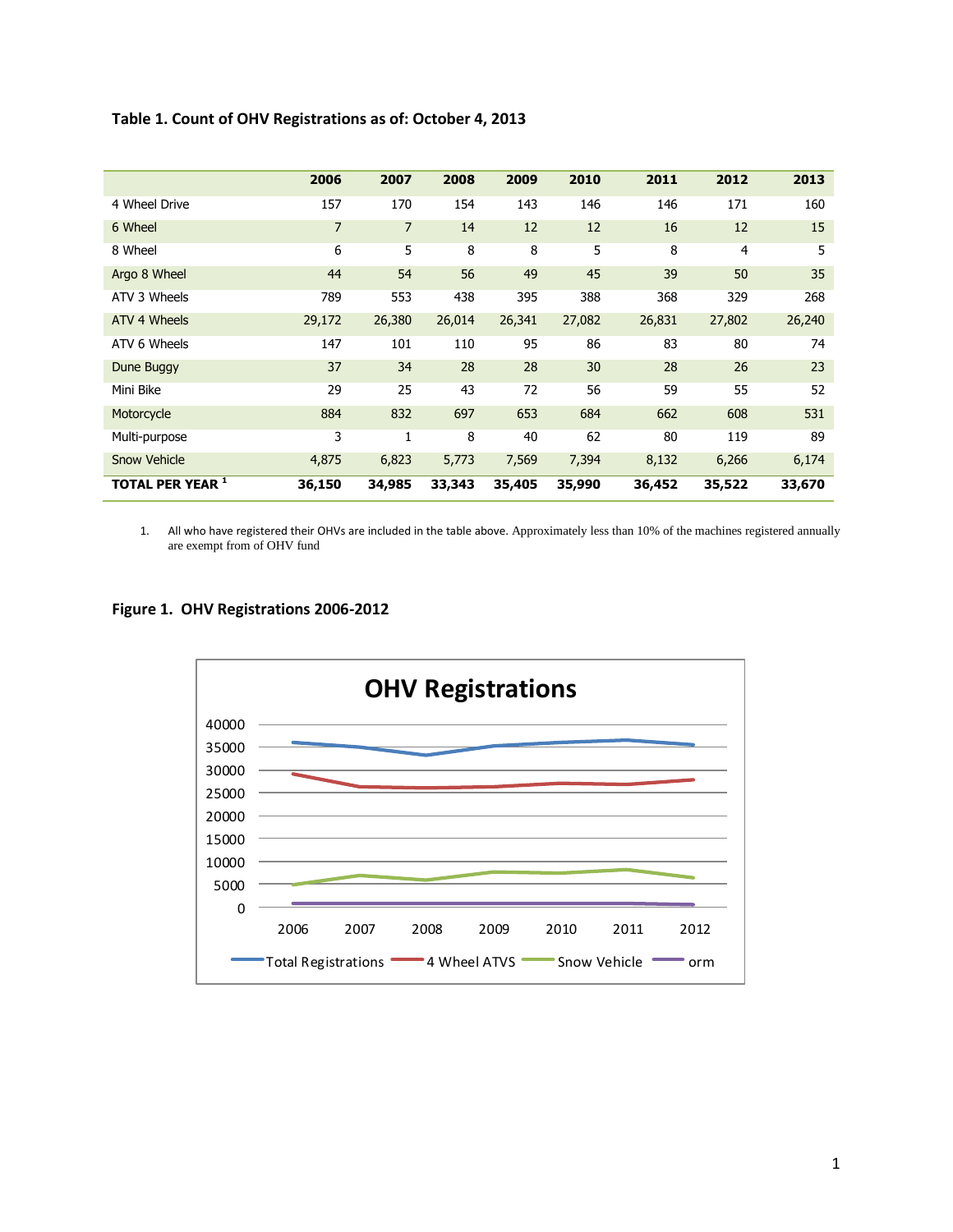**Table 1. Count of OHV Registrations as of: October 4, 2013**

| | 2006 | 2007 | 2008 | 2009 | 2010 | 2011 | 2012 | 2013 |
|---|---|---|---|---|---|---|---|---|
| 4 Wheel Drive | 157 | 170 | 154 | 143 | 146 | 146 | 171 | 160 |
| 6 Wheel | 7 | 7 | 14 | 12 | 12 | 16 | 12 | 15 |
| 8 Wheel | 6 | 5 | 8 | 8 | 5 | 8 | 4 | 5 |
| Argo 8 Wheel | 44 | 54 | 56 | 49 | 45 | 39 | 50 | 35 |
| ATV 3 Wheels | 789 | 553 | 438 | 395 | 388 | 368 | 329 | 268 |
| ATV 4 Wheels | 29,172 | 26,380 | 26,014 | 26,341 | 27,082 | 26,831 | 27,802 | 26,240 |
| ATV 6 Wheels | 147 | 101 | 110 | 95 | 86 | 83 | 80 | 74 |
| Dune Buggy | 37 | 34 | 28 | 28 | 30 | 28 | 26 | 23 |
| Mini Bike | 29 | 25 | 43 | 72 | 56 | 59 | 55 | 52 |
| Motorcycle | 884 | 832 | 697 | 653 | 684 | 662 | 608 | 531 |
| Multi-purpose | 3 | 1 | 8 | 40 | 62 | 80 | 119 | 89 |
| Snow Vehicle | 4,875 | 6,823 | 5,773 | 7,569 | 7,394 | 8,132 | 6,266 | 6,174 |
| **TOTAL PER YEAR [1]** | **36,150** | **34,985** | **33,343** | **35,405** | **35,990** | **36,452** | **35,522** | **33,670** |

1. All who have registered their OHVs are included in the table above. Approximately less than 10% of the machines registered annually are exempt from of OHV fund

**Figure 1. OHV Registrations 2006-2012**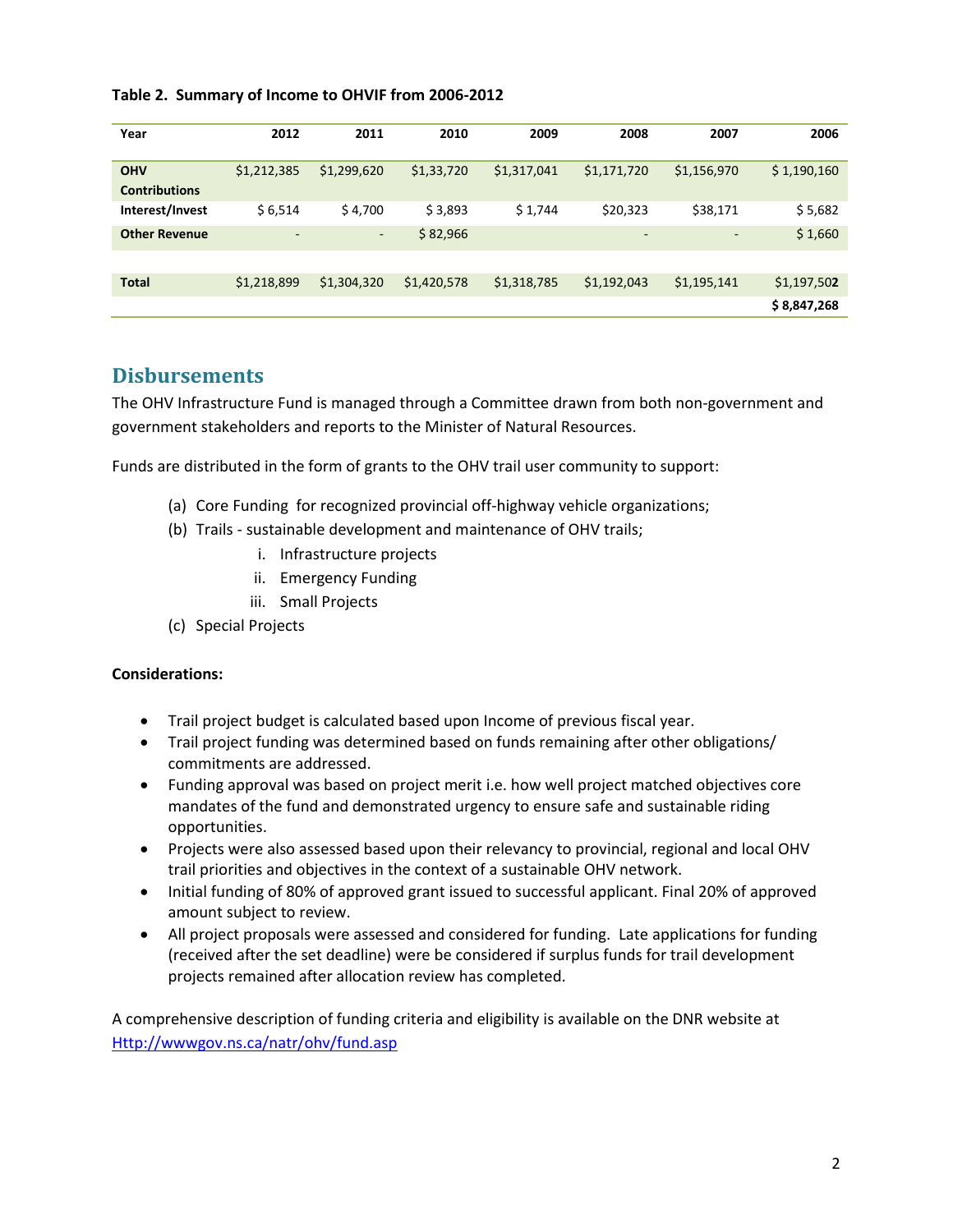**Table 2. Summary of Income to OHVIF from 2006-2012**

| Year | 2012 | 2011 | 2010 | 2009 | 2008 | 2007 | 2006 |
|---|---|---|---|---|---|---|---|
| **OHV Contributions** | $1,212,385 | $1,299,620 | $1,33,720 | $1,317,041 | $1,171,720 | $1,156,970 | $ 1,190,160 |
| **Interest/Invest** | $ 6,514 | $ 4,700 | $ 3,893 | $ 1,744 | $20,323 | $38,171 | $ 5,682 |
| **Other Revenue** | - | - | $ 82,966 | | - | - | $ 1,660 |
| | | | | | | | |
| **Total** | $1,218,899 | $1,304,320 | $1,420,578 | $1,318,785 | $1,192,043 | $1,195,141 | $1,197,50**2** |
| | | | | | | | **$ 8,847,268** |

## Disbursements

The OHV Infrastructure Fund is managed through a Committee drawn from both non-government and government stakeholders and reports to the Minister of Natural Resources.

Funds are distributed in the form of grants to the OHV trail user community to support:

(a) Core Funding for recognized provincial off-highway vehicle organizations;
(b) Trails - sustainable development and maintenance of OHV trails;
    i. Infrastructure projects
    ii. Emergency Funding
    iii. Small Projects
(c) Special Projects

**Considerations:**

- Trail project budget is calculated based upon Income of previous fiscal year.
- Trail project funding was determined based on funds remaining after other obligations/ commitments are addressed.
- Funding approval was based on project merit i.e. how well project matched objectives core mandates of the fund and demonstrated urgency to ensure safe and sustainable riding opportunities.
- Projects were also assessed based upon their relevancy to provincial, regional and local OHV trail priorities and objectives in the context of a sustainable OHV network.
- Initial funding of 80% of approved grant issued to successful applicant. Final 20% of approved amount subject to review.
- All project proposals were assessed and considered for funding. Late applications for funding (received after the set deadline) were be considered if surplus funds for trail development projects remained after allocation review has completed.

A comprehensive description of funding criteria and eligibility is available on the DNR website at [Http://wwwgov.ns.ca/natr/ohv/fund.asp](Http://wwwgov.ns.ca/natr/ohv/fund.asp)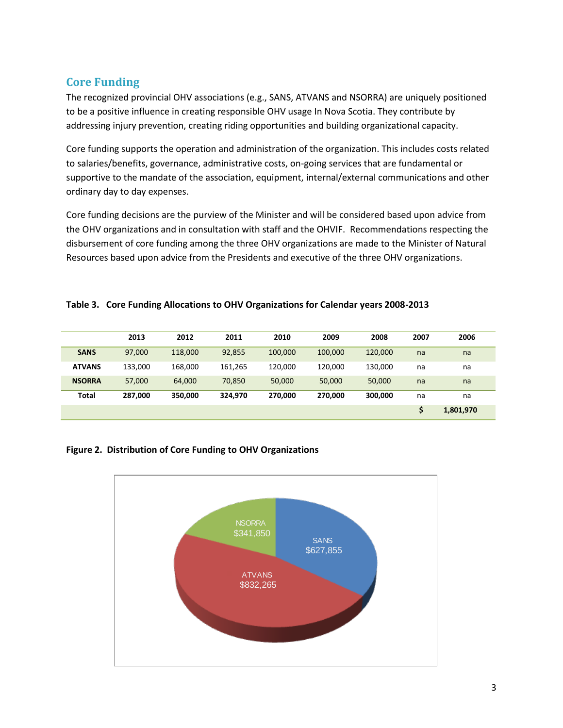## Core Funding

The recognized provincial OHV associations (e.g., SANS, ATVANS and NSORRA) are uniquely positioned to be a positive influence in creating responsible OHV usage In Nova Scotia. They contribute by addressing injury prevention, creating riding opportunities and building organizational capacity.

Core funding supports the operation and administration of the organization. This includes costs related to salaries/benefits, governance, administrative costs, on-going services that are fundamental or supportive to the mandate of the association, equipment, internal/external communications and other ordinary day to day expenses.

Core funding decisions are the purview of the Minister and will be considered based upon advice from the OHV organizations and in consultation with staff and the OHVIF. Recommendations respecting the disbursement of core funding among the three OHV organizations are made to the Minister of Natural Resources based upon advice from the Presidents and executive of the three OHV organizations.

**Table 3. Core Funding Allocations to OHV Organizations for Calendar years 2008-2013**

| | 2013 | 2012 | 2011 | 2010 | 2009 | 2008 | 2007 | 2006 |
|---|---|---|---|---|---|---|---|---|
| **SANS** | 97,000 | 118,000 | 92,855 | 100,000 | 100,000 | 120,000 | na | na |
| **ATVANS** | 133,000 | 168,000 | 161,265 | 120,000 | 120,000 | 130,000 | na | na |
| **NSORRA** | 57,000 | 64,000 | 70,850 | 50,000 | 50,000 | 50,000 | na | na |
| **Total** | **287,000** | **350,000** | **324,970** | **270,000** | **270,000** | **300,000** | na | na |
| | | | | | | | **$** | **1,801,970** |

**Figure 2. Distribution of Core Funding to OHV Organizations**

NSORRA $341,850

SANS $627,855

ATVANS $832,265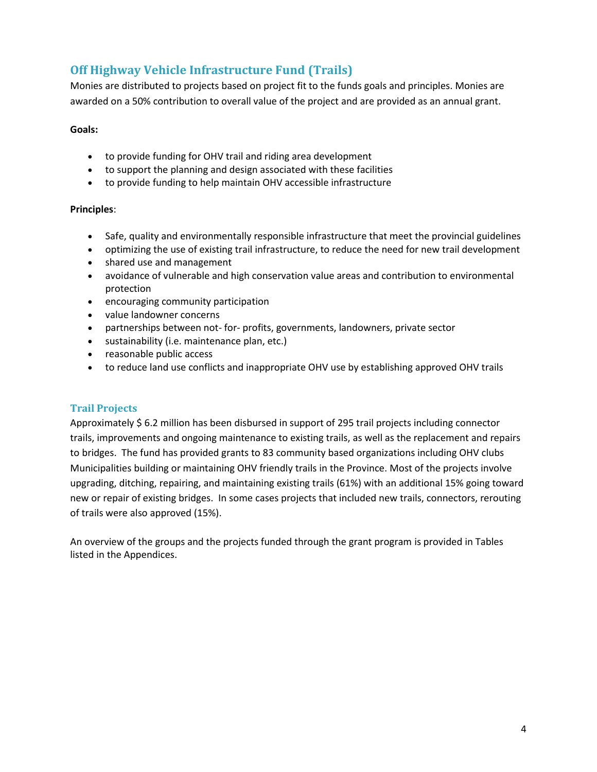## Off Highway Vehicle Infrastructure Fund (Trails)

Monies are distributed to projects based on project fit to the funds goals and principles. Monies are awarded on a 50% contribution to overall value of the project and are provided as an annual grant.

**Goals:**

- to provide funding for OHV trail and riding area development
- to support the planning and design associated with these facilities
- to provide funding to help maintain OHV accessible infrastructure

**Principles**:

- Safe, quality and environmentally responsible infrastructure that meet the provincial guidelines
- optimizing the use of existing trail infrastructure, to reduce the need for new trail development
- shared use and management
- avoidance of vulnerable and high conservation value areas and contribution to environmental protection
- encouraging community participation
- value landowner concerns
- partnerships between not- for- profits, governments, landowners, private sector
- sustainability (i.e. maintenance plan, etc.)
- reasonable public access
- to reduce land use conflicts and inappropriate OHV use by establishing approved OHV trails

### Trail Projects

Approximately $ 6.2 million has been disbursed in support of 295 trail projects including connector trails, improvements and ongoing maintenance to existing trails, as well as the replacement and repairs to bridges. The fund has provided grants to 83 community based organizations including OHV clubs Municipalities building or maintaining OHV friendly trails in the Province. Most of the projects involve upgrading, ditching, repairing, and maintaining existing trails (61%) with an additional 15% going toward new or repair of existing bridges. In some cases projects that included new trails, connectors, rerouting of trails were also approved (15%).

An overview of the groups and the projects funded through the grant program is provided in Tables listed in the Appendices.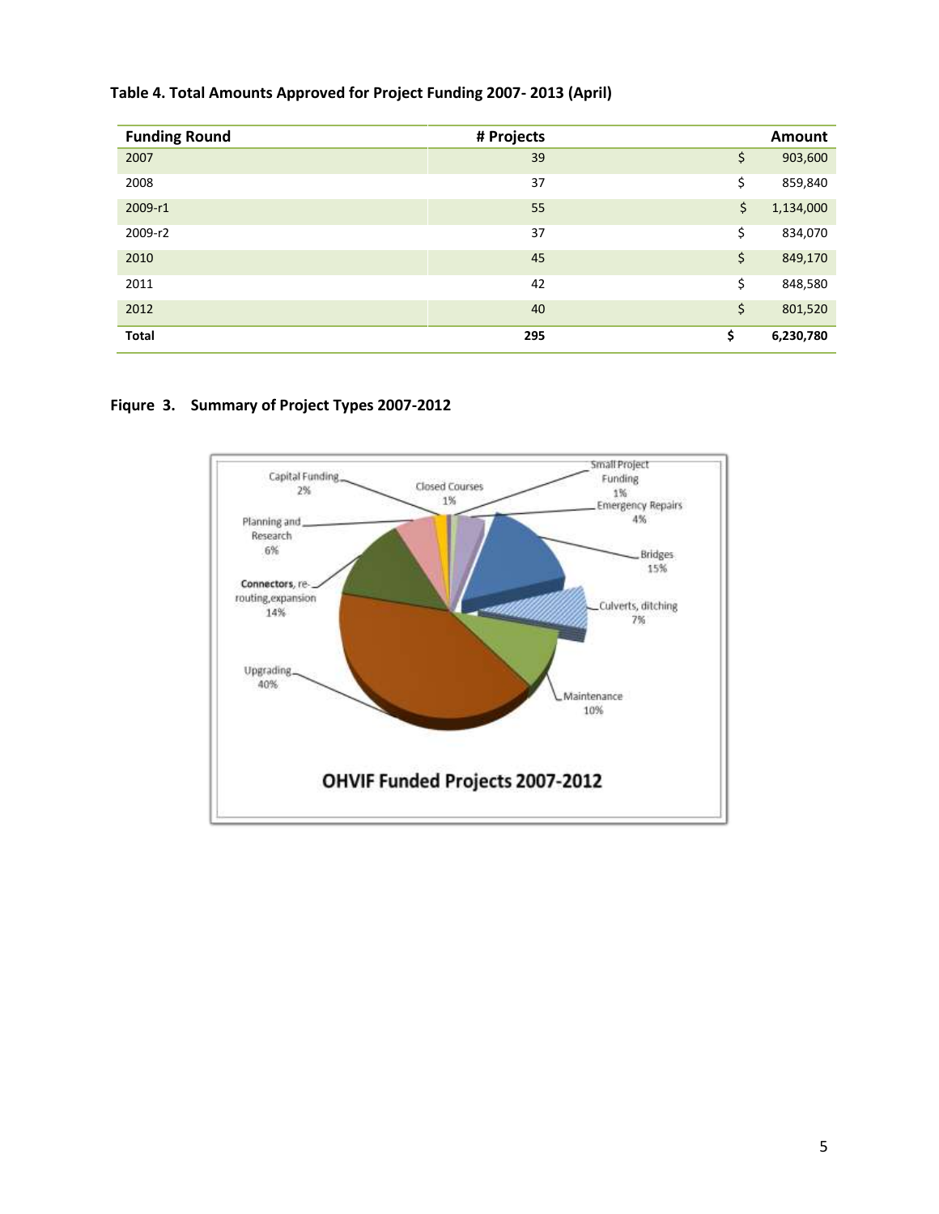**Table 4. Total Amounts Approved for Project Funding 2007- 2013 (April)**

| Funding Round | # Projects | Amount |
|---|---|---|
| 2007 | 39 | $ 903,600 |
| 2008 | 37 | $ 859,840 |
| 2009-r1 | 55 | $ 1,134,000 |
| 2009-r2 | 37 | $ 834,070 |
| 2010 | 45 | $ 849,170 |
| 2011 | 42 | $ 848,580 |
| 2012 | 40 | $ 801,520 |
| **Total** | **295** | **$ 6,230,780** |

**Fiqure 3. Summary of Project Types 2007-2012**

**OHVIF Funded Projects 2007-2012**

- Upgrading 40%
- Bridges 15%
- Connectors, re-routing, expansion 14%
- Maintenance 10%
- Culverts, ditching 7%
- Planning and Research 6%
- Emergency Repairs 4%
- Capital Funding 2%
- Closed Courses 1%
- Small Project Funding 1%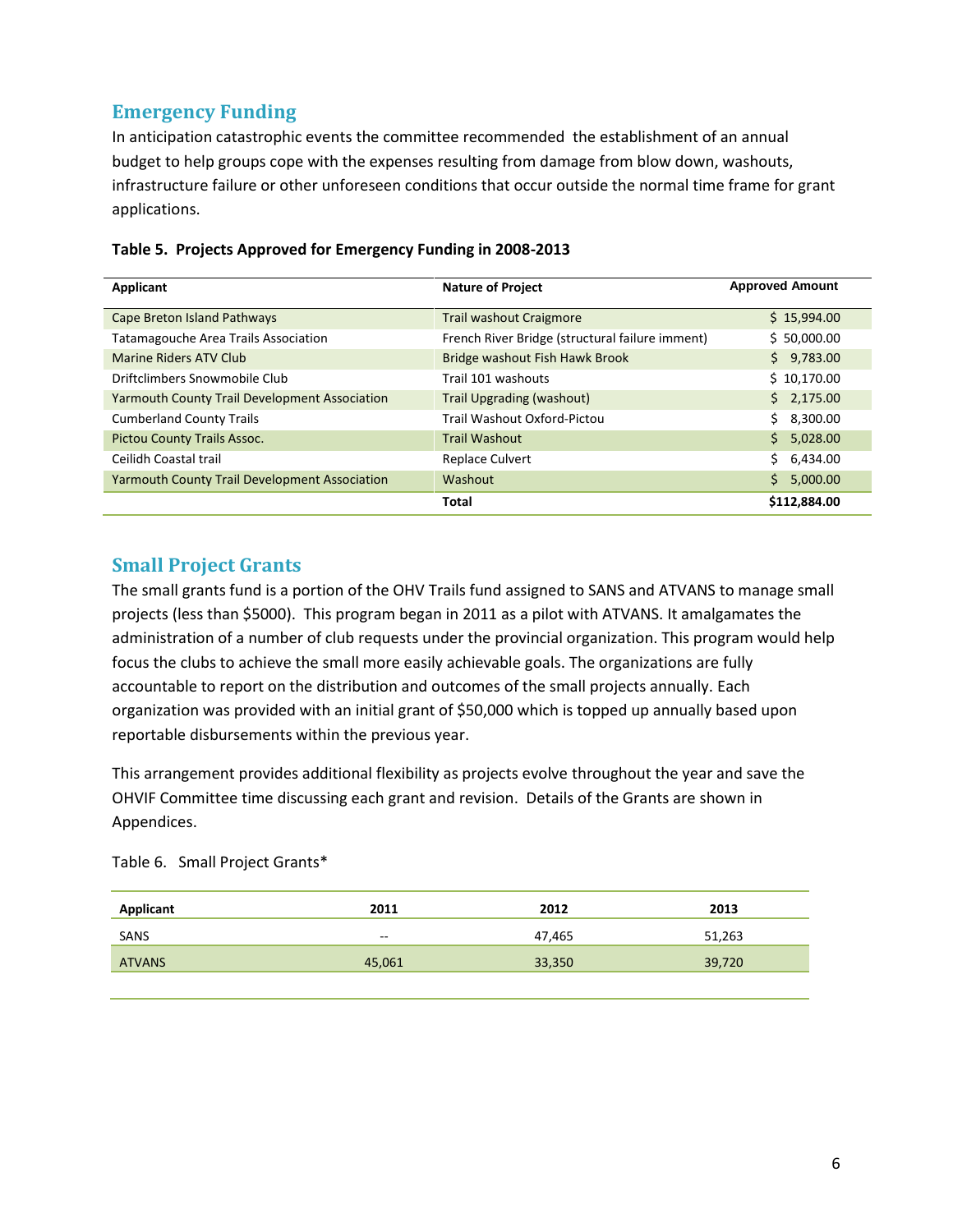## Emergency Funding

In anticipation catastrophic events the committee recommended the establishment of an annual budget to help groups cope with the expenses resulting from damage from blow down, washouts, infrastructure failure or other unforeseen conditions that occur outside the normal time frame for grant applications.

**Table 5. Projects Approved for Emergency Funding in 2008-2013**

| Applicant | Nature of Project | Approved Amount |
|---|---|---|
| Cape Breton Island Pathways | Trail washout Craigmore | $ 15,994.00 |
| Tatamagouche Area Trails Association | French River Bridge (structural failure imment) | $ 50,000.00 |
| Marine Riders ATV Club | Bridge washout Fish Hawk Brook | $ 9,783.00 |
| Driftclimbers Snowmobile Club | Trail 101 washouts | $ 10,170.00 |
| Yarmouth County Trail Development Association | Trail Upgrading (washout) | $ 2,175.00 |
| Cumberland County Trails | Trail Washout Oxford-Pictou | $ 8,300.00 |
| Pictou County Trails Assoc. | Trail Washout | $ 5,028.00 |
| Ceilidh Coastal trail | Replace Culvert | $ 6,434.00 |
| Yarmouth County Trail Development Association | Washout | $ 5,000.00 |
| | **Total** | **$112,884.00** |

## Small Project Grants

The small grants fund is a portion of the OHV Trails fund assigned to SANS and ATVANS to manage small projects (less than $5000). This program began in 2011 as a pilot with ATVANS. It amalgamates the administration of a number of club requests under the provincial organization. This program would help focus the clubs to achieve the small more easily achievable goals. The organizations are fully accountable to report on the distribution and outcomes of the small projects annually. Each organization was provided with an initial grant of $50,000 which is topped up annually based upon reportable disbursements within the previous year.

This arrangement provides additional flexibility as projects evolve throughout the year and save the OHVIF Committee time discussing each grant and revision. Details of the Grants are shown in Appendices.

Table 6. Small Project Grants*

| Applicant | 2011 | 2012 | 2013 |
|---|---|---|---|
| SANS | -- | 47,465 | 51,263 |
| ATVANS | 45,061 | 33,350 | 39,720 |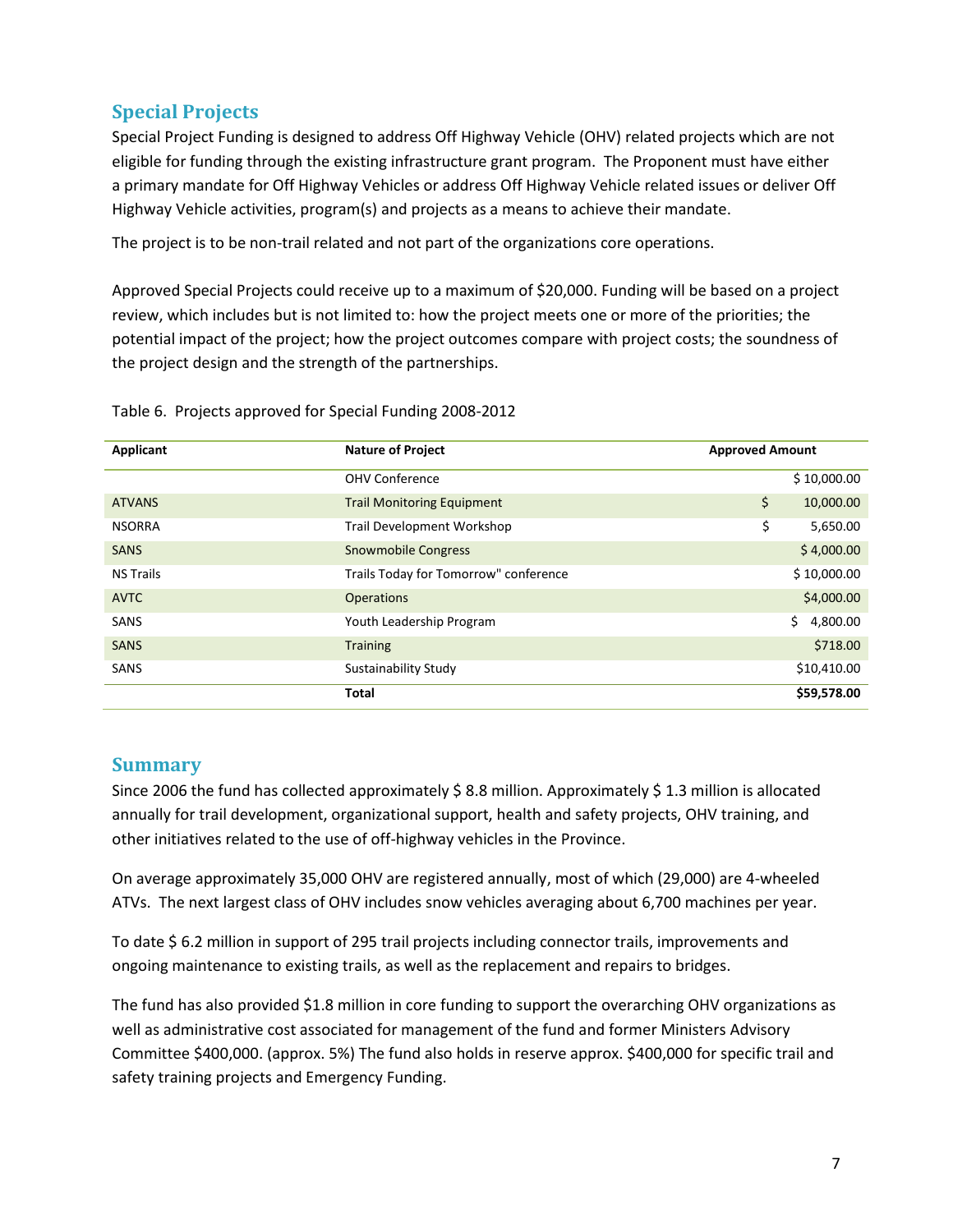## Special Projects

Special Project Funding is designed to address Off Highway Vehicle (OHV) related projects which are not eligible for funding through the existing infrastructure grant program. The Proponent must have either a primary mandate for Off Highway Vehicles or address Off Highway Vehicle related issues or deliver Off Highway Vehicle activities, program(s) and projects as a means to achieve their mandate.

The project is to be non-trail related and not part of the organizations core operations.

Approved Special Projects could receive up to a maximum of $20,000. Funding will be based on a project review, which includes but is not limited to: how the project meets one or more of the priorities; the potential impact of the project; how the project outcomes compare with project costs; the soundness of the project design and the strength of the partnerships.

Table 6. Projects approved for Special Funding 2008-2012

| Applicant | Nature of Project | Approved Amount |
|---|---|---|
| | OHV Conference | $ 10,000.00 |
| ATVANS | Trail Monitoring Equipment | $ 10,000.00 |
| NSORRA | Trail Development Workshop | $ 5,650.00 |
| SANS | Snowmobile Congress | $ 4,000.00 |
| NS Trails | Trails Today for Tomorrow" conference | $ 10,000.00 |
| AVTC | Operations | $4,000.00 |
| SANS | Youth Leadership Program | $ 4,800.00 |
| SANS | Training | $718.00 |
| SANS | Sustainability Study | $10,410.00 |
| | **Total** | **$59,578.00** |

## Summary

Since 2006 the fund has collected approximately $ 8.8 million. Approximately $ 1.3 million is allocated annually for trail development, organizational support, health and safety projects, OHV training, and other initiatives related to the use of off-highway vehicles in the Province.

On average approximately 35,000 OHV are registered annually, most of which (29,000) are 4-wheeled ATVs. The next largest class of OHV includes snow vehicles averaging about 6,700 machines per year.

To date $ 6.2 million in support of 295 trail projects including connector trails, improvements and ongoing maintenance to existing trails, as well as the replacement and repairs to bridges.

The fund has also provided $1.8 million in core funding to support the overarching OHV organizations as well as administrative cost associated for management of the fund and former Ministers Advisory Committee $400,000. (approx. 5%) The fund also holds in reserve approx. $400,000 for specific trail and safety training projects and Emergency Funding.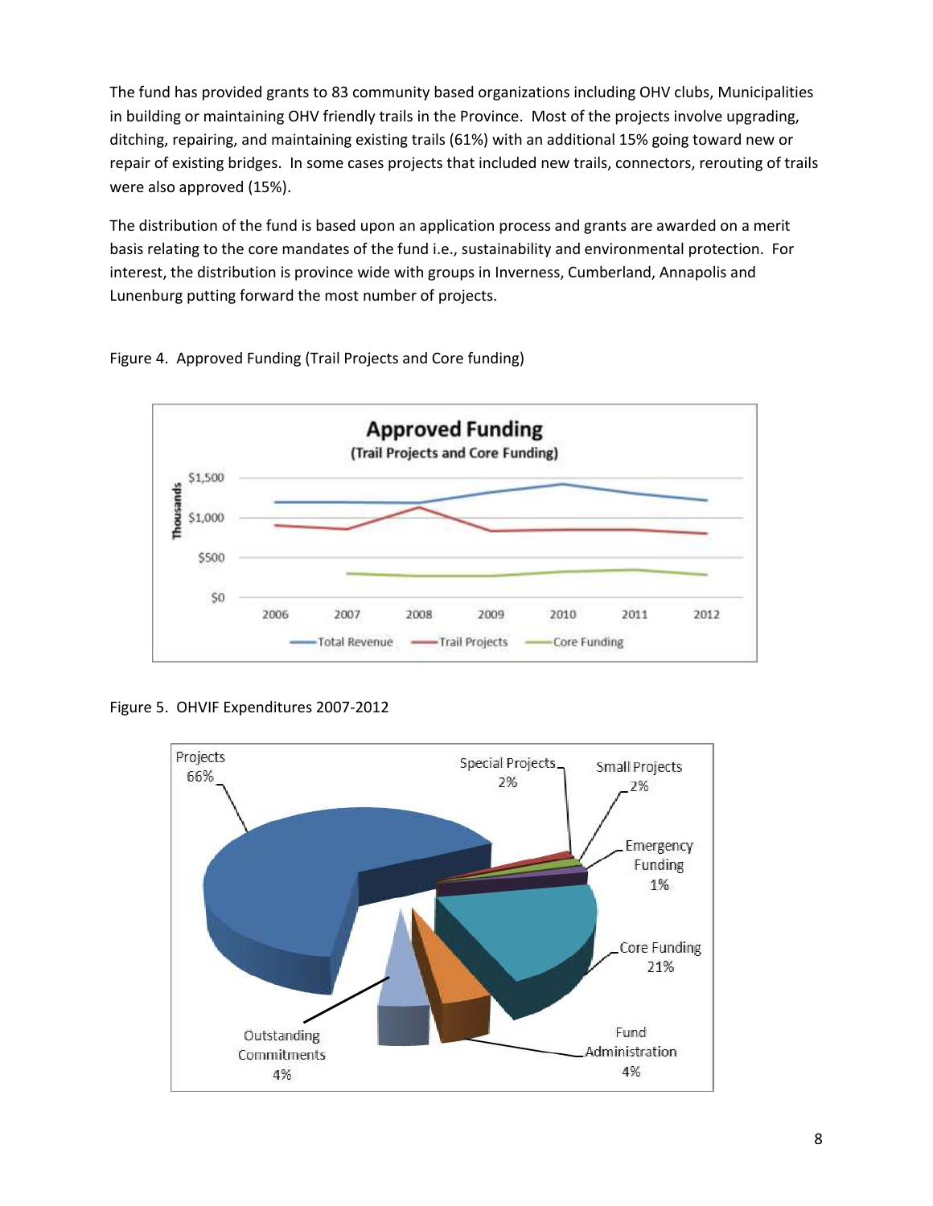The fund has provided grants to 83 community based organizations including OHV clubs, Municipalities in building or maintaining OHV friendly trails in the Province. Most of the projects involve upgrading, ditching, repairing, and maintaining existing trails (61%) with an additional 15% going toward new or repair of existing bridges. In some cases projects that included new trails, connectors, rerouting of trails were also approved (15%).

The distribution of the fund is based upon an application process and grants are awarded on a merit basis relating to the core mandates of the fund i.e., sustainability and environmental protection. For interest, the distribution is province wide with groups in Inverness, Cumberland, Annapolis and Lunenburg putting forward the most number of projects.

Figure 4. Approved Funding (Trail Projects and Core funding)

Figure 5. OHVIF Expenditures 2007-2012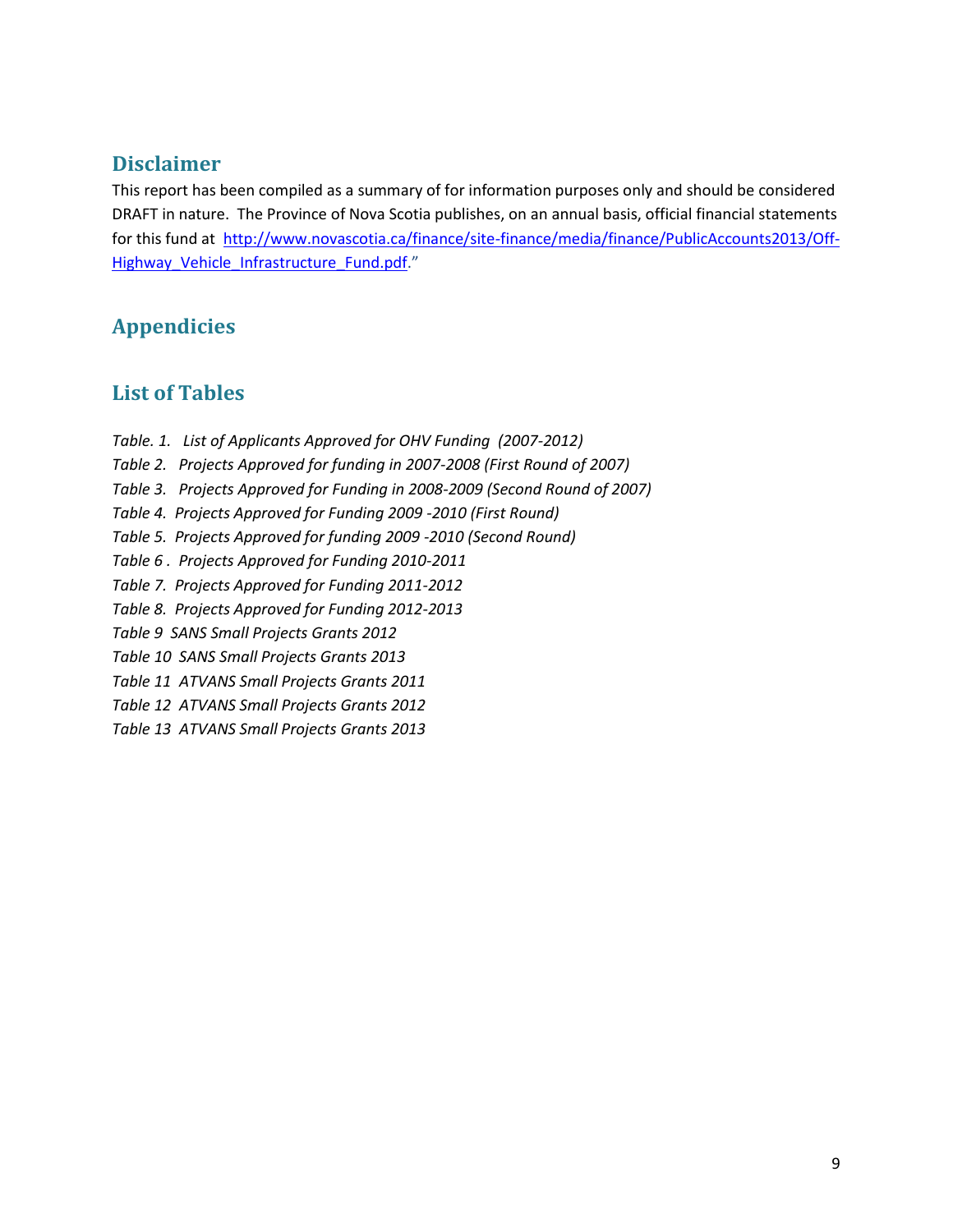## Disclaimer

This report has been compiled as a summary of for information purposes only and should be considered DRAFT in nature. The Province of Nova Scotia publishes, on an annual basis, official financial statements for this fund at [http://www.novascotia.ca/finance/site-finance/media/finance/PublicAccounts2013/Off-Highway_Vehicle_Infrastructure_Fund.pdf](http://www.novascotia.ca/finance/site-finance/media/finance/PublicAccounts2013/Off-Highway_Vehicle_Infrastructure_Fund.pdf)."

## Appendicies

## List of Tables

*Table. 1. List of Applicants Approved for OHV Funding (2007-2012)*
*Table 2. Projects Approved for funding in 2007-2008 (First Round of 2007)*
*Table 3. Projects Approved for Funding in 2008-2009 (Second Round of 2007)*
*Table 4. Projects Approved for Funding 2009 -2010 (First Round)*
*Table 5. Projects Approved for funding 2009 -2010 (Second Round)*
*Table 6 . Projects Approved for Funding 2010-2011*
*Table 7. Projects Approved for Funding 2011-2012*
*Table 8. Projects Approved for Funding 2012-2013*
*Table 9 SANS Small Projects Grants 2012*
*Table 10 SANS Small Projects Grants 2013*
*Table 11 ATVANS Small Projects Grants 2011*
*Table 12 ATVANS Small Projects Grants 2012*
*Table 13 ATVANS Small Projects Grants 2013*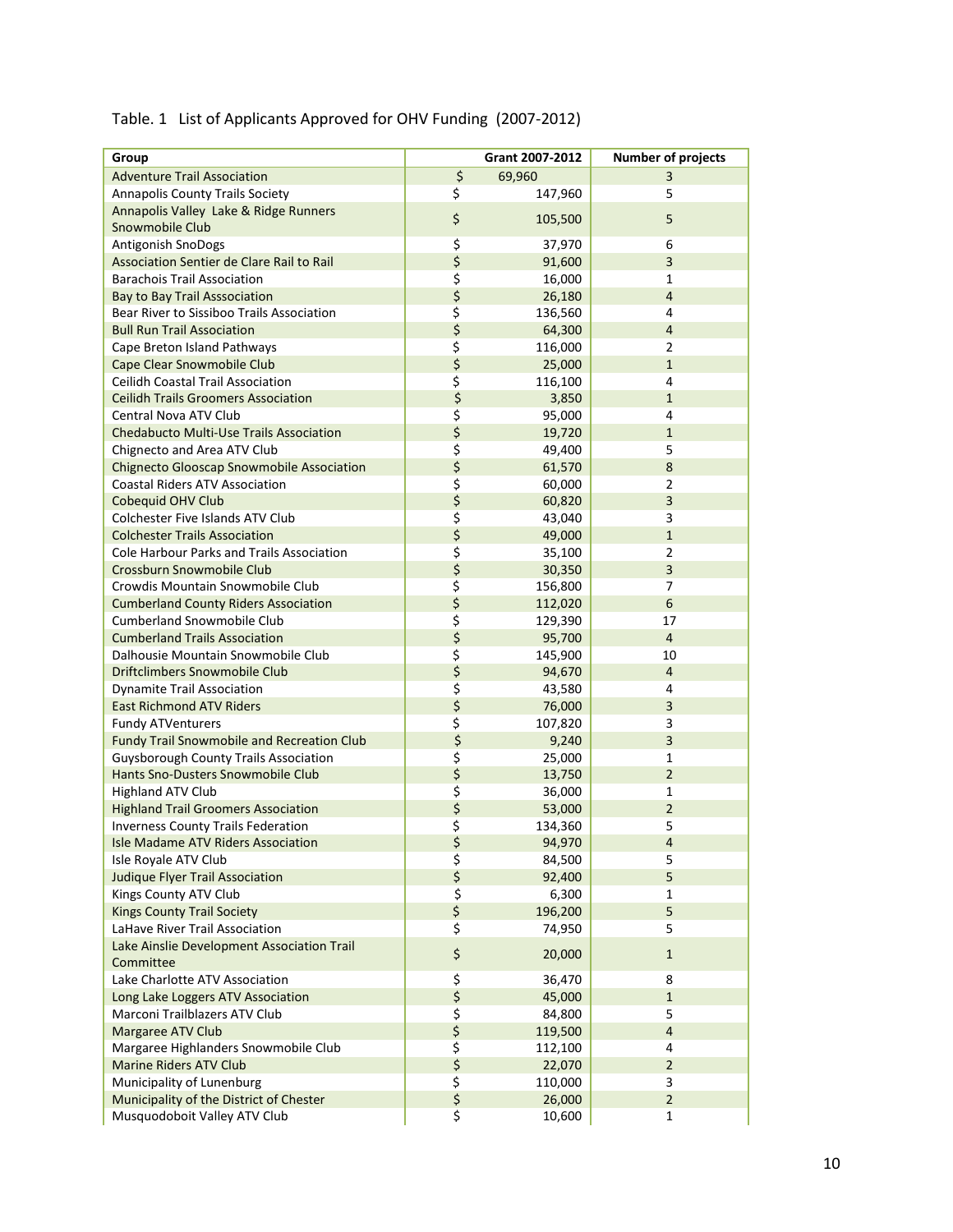Table. 1 List of Applicants Approved for OHV Funding (2007-2012)

| Group | Grant 2007-2012 | Number of projects |
|---|---|---|
| Adventure Trail Association | $ 69,960 | 3 |
| Annapolis County Trails Society | $ 147,960 | 5 |
| Annapolis Valley Lake & Ridge Runners Snowmobile Club | $ 105,500 | 5 |
| Antigonish SnoDogs | $ 37,970 | 6 |
| Association Sentier de Clare Rail to Rail | $ 91,600 | 3 |
| Barachois Trail Association | $ 16,000 | 1 |
| Bay to Bay Trail Asssociation | $ 26,180 | 4 |
| Bear River to Sissiboo Trails Association | $ 136,560 | 4 |
| Bull Run Trail Association | $ 64,300 | 4 |
| Cape Breton Island Pathways | $ 116,000 | 2 |
| Cape Clear Snowmobile Club | $ 25,000 | 1 |
| Ceilidh Coastal Trail Association | $ 116,100 | 4 |
| Ceilidh Trails Groomers Association | $ 3,850 | 1 |
| Central Nova ATV Club | $ 95,000 | 4 |
| Chedabucto Multi-Use Trails Association | $ 19,720 | 1 |
| Chignecto and Area ATV Club | $ 49,400 | 5 |
| Chignecto Glooscap Snowmobile Association | $ 61,570 | 8 |
| Coastal Riders ATV Association | $ 60,000 | 2 |
| Cobequid OHV Club | $ 60,820 | 3 |
| Colchester Five Islands ATV Club | $ 43,040 | 3 |
| Colchester Trails Association | $ 49,000 | 1 |
| Cole Harbour Parks and Trails Association | $ 35,100 | 2 |
| Crossburn Snowmobile Club | $ 30,350 | 3 |
| Crowdis Mountain Snowmobile Club | $ 156,800 | 7 |
| Cumberland County Riders Association | $ 112,020 | 6 |
| Cumberland Snowmobile Club | $ 129,390 | 17 |
| Cumberland Trails Association | $ 95,700 | 4 |
| Dalhousie Mountain Snowmobile Club | $ 145,900 | 10 |
| Driftclimbers Snowmobile Club | $ 94,670 | 4 |
| Dynamite Trail Association | $ 43,580 | 4 |
| East Richmond ATV Riders | $ 76,000 | 3 |
| Fundy ATVenturers | $ 107,820 | 3 |
| Fundy Trail Snowmobile and Recreation Club | $ 9,240 | 3 |
| Guysborough County Trails Association | $ 25,000 | 1 |
| Hants Sno-Dusters Snowmobile Club | $ 13,750 | 2 |
| Highland ATV Club | $ 36,000 | 1 |
| Highland Trail Groomers Association | $ 53,000 | 2 |
| Inverness County Trails Federation | $ 134,360 | 5 |
| Isle Madame ATV Riders Association | $ 94,970 | 4 |
| Isle Royale ATV Club | $ 84,500 | 5 |
| Judique Flyer Trail Association | $ 92,400 | 5 |
| Kings County ATV Club | $ 6,300 | 1 |
| Kings County Trail Society | $ 196,200 | 5 |
| LaHave River Trail Association | $ 74,950 | 5 |
| Lake Ainslie Development Association Trail Committee | $ 20,000 | 1 |
| Lake Charlotte ATV Association | $ 36,470 | 8 |
| Long Lake Loggers ATV Association | $ 45,000 | 1 |
| Marconi Trailblazers ATV Club | $ 84,800 | 5 |
| Margaree ATV Club | $ 119,500 | 4 |
| Margaree Highlanders Snowmobile Club | $ 112,100 | 4 |
| Marine Riders ATV Club | $ 22,070 | 2 |
| Municipality of Lunenburg | $ 110,000 | 3 |
| Municipality of the District of Chester | $ 26,000 | 2 |
| Musquodoboit Valley ATV Club | $ 10,600 | 1 |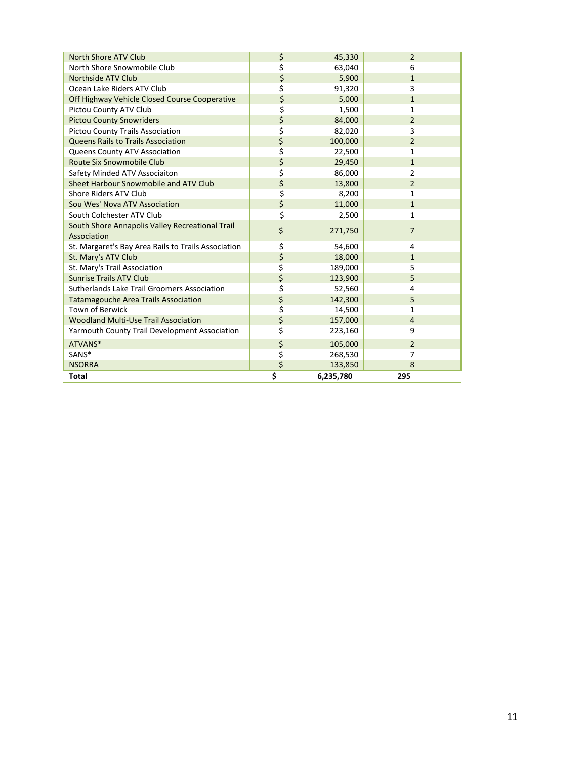| | | |
|---|---|---|
| North Shore ATV Club | $ 45,330 | 2 |
| North Shore Snowmobile Club | $ 63,040 | 6 |
| Northside ATV Club | $ 5,900 | 1 |
| Ocean Lake Riders ATV Club | $ 91,320 | 3 |
| Off Highway Vehicle Closed Course Cooperative | $ 5,000 | 1 |
| Pictou County ATV Club | $ 1,500 | 1 |
| Pictou County Snowriders | $ 84,000 | 2 |
| Pictou County Trails Association | $ 82,020 | 3 |
| Queens Rails to Trails Association | $ 100,000 | 2 |
| Queens County ATV Association | $ 22,500 | 1 |
| Route Six Snowmobile Club | $ 29,450 | 1 |
| Safety Minded ATV Associaiton | $ 86,000 | 2 |
| Sheet Harbour Snowmobile and ATV Club | $ 13,800 | 2 |
| Shore Riders ATV Club | $ 8,200 | 1 |
| Sou Wes' Nova ATV Association | $ 11,000 | 1 |
| South Colchester ATV Club | $ 2,500 | 1 |
| South Shore Annapolis Valley Recreational Trail Association | $ 271,750 | 7 |
| St. Margaret's Bay Area Rails to Trails Association | $ 54,600 | 4 |
| St. Mary's ATV Club | $ 18,000 | 1 |
| St. Mary's Trail Association | $ 189,000 | 5 |
| Sunrise Trails ATV Club | $ 123,900 | 5 |
| Sutherlands Lake Trail Groomers Association | $ 52,560 | 4 |
| Tatamagouche Area Trails Association | $ 142,300 | 5 |
| Town of Berwick | $ 14,500 | 1 |
| Woodland Multi-Use Trail Association | $ 157,000 | 4 |
| Yarmouth County Trail Development Association | $ 223,160 | 9 |
| ATVANS* | $ 105,000 | 2 |
| SANS* | $ 268,530 | 7 |
| NSORRA | $ 133,850 | 8 |
| **Total** | **$ 6,235,780** | **295** |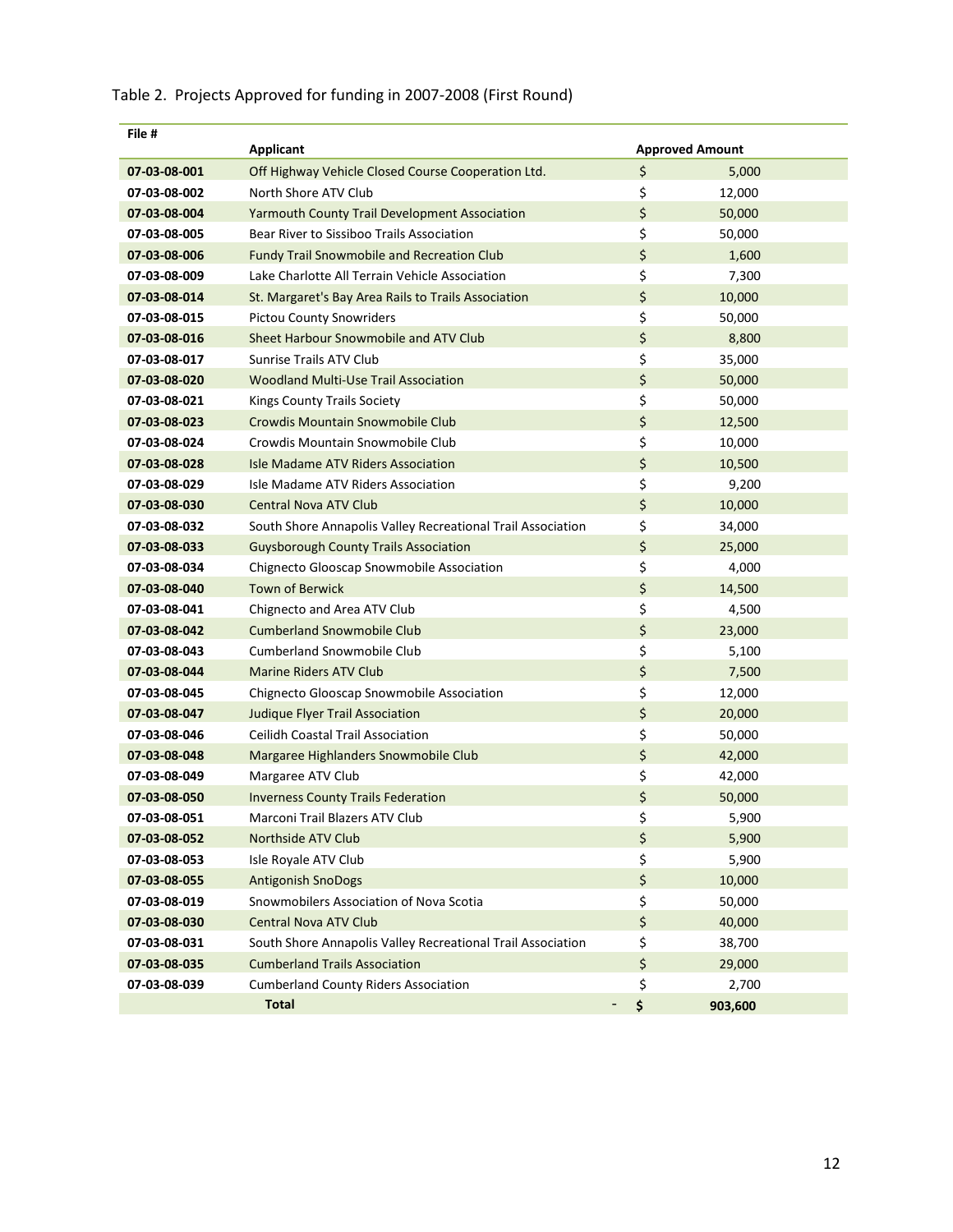Table 2. Projects Approved for funding in 2007-2008 (First Round)

| File # | Applicant | Approved Amount |
|---|---|---|
| 07-03-08-001 | Off Highway Vehicle Closed Course Cooperation Ltd. | $ 5,000 |
| 07-03-08-002 | North Shore ATV Club | $ 12,000 |
| 07-03-08-004 | Yarmouth County Trail Development Association | $ 50,000 |
| 07-03-08-005 | Bear River to Sissiboo Trails Association | $ 50,000 |
| 07-03-08-006 | Fundy Trail Snowmobile and Recreation Club | $ 1,600 |
| 07-03-08-009 | Lake Charlotte All Terrain Vehicle Association | $ 7,300 |
| 07-03-08-014 | St. Margaret's Bay Area Rails to Trails Association | $ 10,000 |
| 07-03-08-015 | Pictou County Snowriders | $ 50,000 |
| 07-03-08-016 | Sheet Harbour Snowmobile and ATV Club | $ 8,800 |
| 07-03-08-017 | Sunrise Trails ATV Club | $ 35,000 |
| 07-03-08-020 | Woodland Multi-Use Trail Association | $ 50,000 |
| 07-03-08-021 | Kings County Trails Society | $ 50,000 |
| 07-03-08-023 | Crowdis Mountain Snowmobile Club | $ 12,500 |
| 07-03-08-024 | Crowdis Mountain Snowmobile Club | $ 10,000 |
| 07-03-08-028 | Isle Madame ATV Riders Association | $ 10,500 |
| 07-03-08-029 | Isle Madame ATV Riders Association | $ 9,200 |
| 07-03-08-030 | Central Nova ATV Club | $ 10,000 |
| 07-03-08-032 | South Shore Annapolis Valley Recreational Trail Association | $ 34,000 |
| 07-03-08-033 | Guysborough County Trails Association | $ 25,000 |
| 07-03-08-034 | Chignecto Glooscap Snowmobile Association | $ 4,000 |
| 07-03-08-040 | Town of Berwick | $ 14,500 |
| 07-03-08-041 | Chignecto and Area ATV Club | $ 4,500 |
| 07-03-08-042 | Cumberland Snowmobile Club | $ 23,000 |
| 07-03-08-043 | Cumberland Snowmobile Club | $ 5,100 |
| 07-03-08-044 | Marine Riders ATV Club | $ 7,500 |
| 07-03-08-045 | Chignecto Glooscap Snowmobile Association | $ 12,000 |
| 07-03-08-047 | Judique Flyer Trail Association | $ 20,000 |
| 07-03-08-046 | Ceilidh Coastal Trail Association | $ 50,000 |
| 07-03-08-048 | Margaree Highlanders Snowmobile Club | $ 42,000 |
| 07-03-08-049 | Margaree ATV Club | $ 42,000 |
| 07-03-08-050 | Inverness County Trails Federation | $ 50,000 |
| 07-03-08-051 | Marconi Trail Blazers ATV Club | $ 5,900 |
| 07-03-08-052 | Northside ATV Club | $ 5,900 |
| 07-03-08-053 | Isle Royale ATV Club | $ 5,900 |
| 07-03-08-055 | Antigonish SnoDogs | $ 10,000 |
| 07-03-08-019 | Snowmobilers Association of Nova Scotia | $ 50,000 |
| 07-03-08-030 | Central Nova ATV Club | $ 40,000 |
| 07-03-08-031 | South Shore Annapolis Valley Recreational Trail Association | $ 38,700 |
| 07-03-08-035 | Cumberland Trails Association | $ 29,000 |
| 07-03-08-039 | Cumberland County Riders Association | $ 2,700 |
| | **Total** | **$ 903,600** |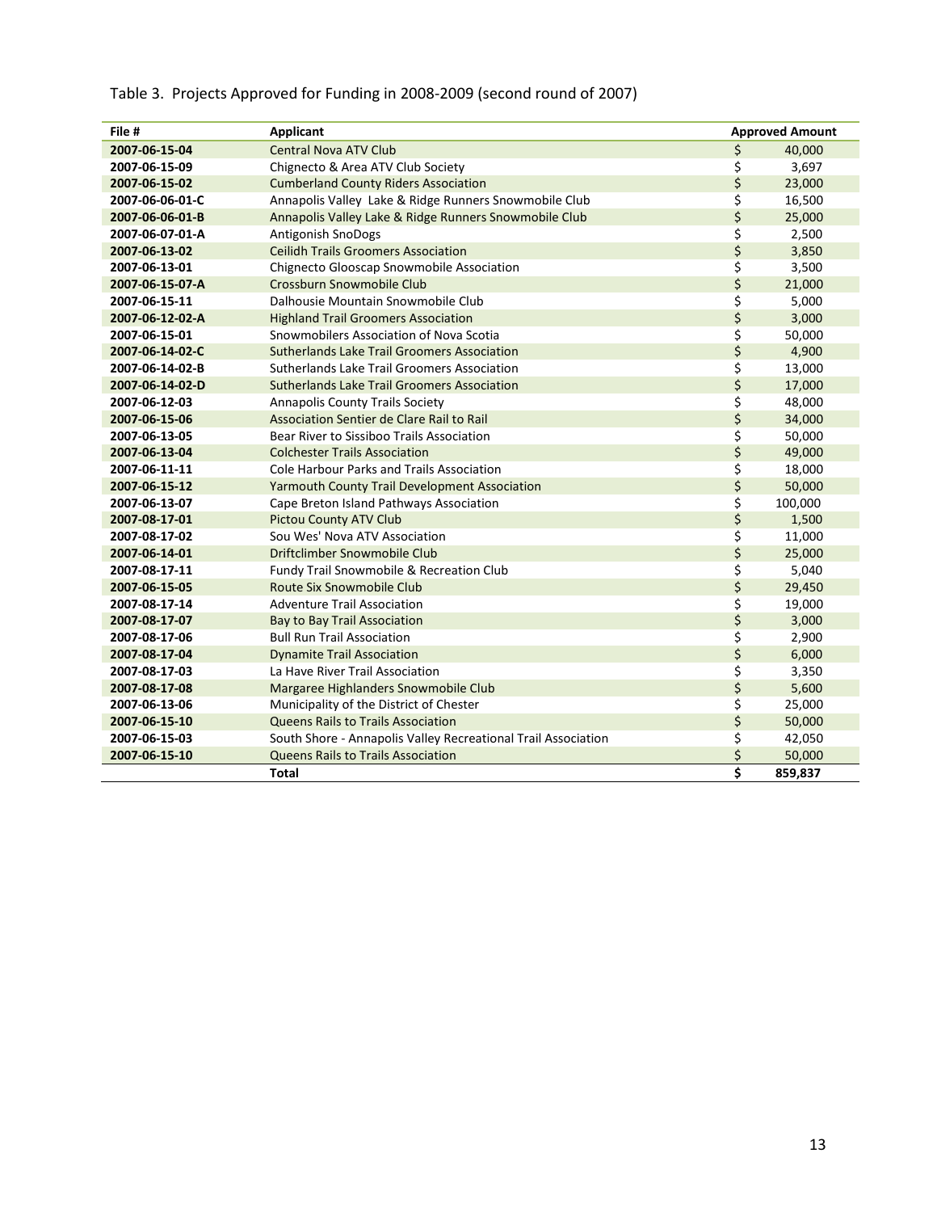Table 3. Projects Approved for Funding in 2008-2009 (second round of 2007)

| File # | Applicant | Approved Amount |
|---|---|---|
| **2007-06-15-04** | Central Nova ATV Club | $ 40,000 |
| **2007-06-15-09** | Chignecto & Area ATV Club Society | $ 3,697 |
| **2007-06-15-02** | Cumberland County Riders Association | $ 23,000 |
| **2007-06-06-01-C** | Annapolis Valley Lake & Ridge Runners Snowmobile Club | $ 16,500 |
| **2007-06-06-01-B** | Annapolis Valley Lake & Ridge Runners Snowmobile Club | $ 25,000 |
| **2007-06-07-01-A** | Antigonish SnoDogs | $ 2,500 |
| **2007-06-13-02** | Ceilidh Trails Groomers Association | $ 3,850 |
| **2007-06-13-01** | Chignecto Glooscap Snowmobile Association | $ 3,500 |
| **2007-06-15-07-A** | Crossburn Snowmobile Club | $ 21,000 |
| **2007-06-15-11** | Dalhousie Mountain Snowmobile Club | $ 5,000 |
| **2007-06-12-02-A** | Highland Trail Groomers Association | $ 3,000 |
| **2007-06-15-01** | Snowmobilers Association of Nova Scotia | $ 50,000 |
| **2007-06-14-02-C** | Sutherlands Lake Trail Groomers Association | $ 4,900 |
| **2007-06-14-02-B** | Sutherlands Lake Trail Groomers Association | $ 13,000 |
| **2007-06-14-02-D** | Sutherlands Lake Trail Groomers Association | $ 17,000 |
| **2007-06-12-03** | Annapolis County Trails Society | $ 48,000 |
| **2007-06-15-06** | Association Sentier de Clare Rail to Rail | $ 34,000 |
| **2007-06-13-05** | Bear River to Sissiboo Trails Association | $ 50,000 |
| **2007-06-13-04** | Colchester Trails Association | $ 49,000 |
| **2007-06-11-11** | Cole Harbour Parks and Trails Association | $ 18,000 |
| **2007-06-15-12** | Yarmouth County Trail Development Association | $ 50,000 |
| **2007-06-13-07** | Cape Breton Island Pathways Association | $ 100,000 |
| **2007-08-17-01** | Pictou County ATV Club | $ 1,500 |
| **2007-08-17-02** | Sou Wes' Nova ATV Association | $ 11,000 |
| **2007-06-14-01** | Driftclimber Snowmobile Club | $ 25,000 |
| **2007-08-17-11** | Fundy Trail Snowmobile & Recreation Club | $ 5,040 |
| **2007-06-15-05** | Route Six Snowmobile Club | $ 29,450 |
| **2007-08-17-14** | Adventure Trail Association | $ 19,000 |
| **2007-08-17-07** | Bay to Bay Trail Association | $ 3,000 |
| **2007-08-17-06** | Bull Run Trail Association | $ 2,900 |
| **2007-08-17-04** | Dynamite Trail Association | $ 6,000 |
| **2007-08-17-03** | La Have River Trail Association | $ 3,350 |
| **2007-08-17-08** | Margaree Highlanders Snowmobile Club | $ 5,600 |
| **2007-06-13-06** | Municipality of the District of Chester | $ 25,000 |
| **2007-06-15-10** | Queens Rails to Trails Association | $ 50,000 |
| **2007-06-15-03** | South Shore - Annapolis Valley Recreational Trail Association | $ 42,050 |
| **2007-06-15-10** | Queens Rails to Trails Association | $ 50,000 |
| | **Total** | **$ 859,837** |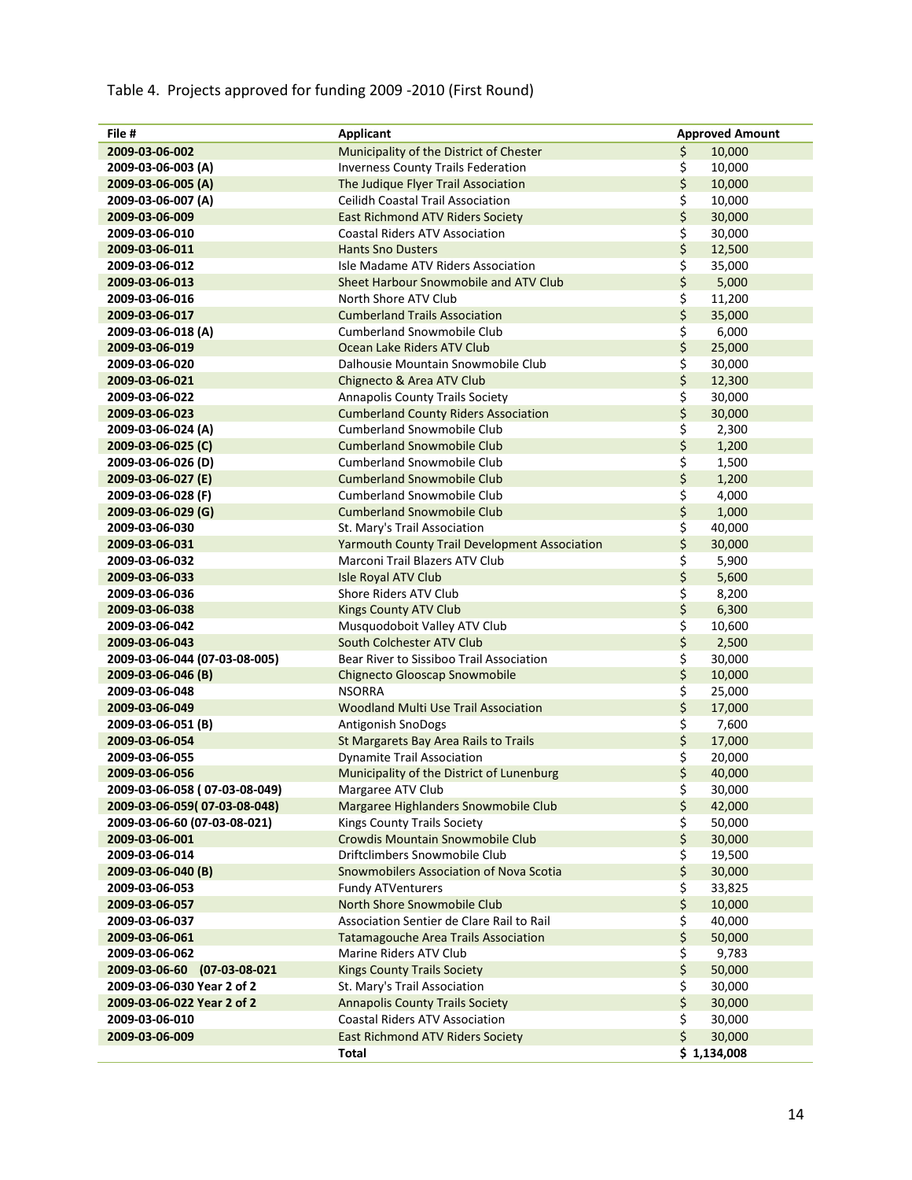Table 4. Projects approved for funding 2009 -2010 (First Round)

| File # | Applicant | Approved Amount |
|---|---|---|
| **2009-03-06-002** | Municipality of the District of Chester | $ 10,000 |
| **2009-03-06-003 (A)** | Inverness County Trails Federation | $ 10,000 |
| **2009-03-06-005 (A)** | The Judique Flyer Trail Association | $ 10,000 |
| **2009-03-06-007 (A)** | Ceilidh Coastal Trail Association | $ 10,000 |
| **2009-03-06-009** | East Richmond ATV Riders Society | $ 30,000 |
| **2009-03-06-010** | Coastal Riders ATV Association | $ 30,000 |
| **2009-03-06-011** | Hants Sno Dusters | $ 12,500 |
| **2009-03-06-012** | Isle Madame ATV Riders Association | $ 35,000 |
| **2009-03-06-013** | Sheet Harbour Snowmobile and ATV Club | $ 5,000 |
| **2009-03-06-016** | North Shore ATV Club | $ 11,200 |
| **2009-03-06-017** | Cumberland Trails Association | $ 35,000 |
| **2009-03-06-018 (A)** | Cumberland Snowmobile Club | $ 6,000 |
| **2009-03-06-019** | Ocean Lake Riders ATV Club | $ 25,000 |
| **2009-03-06-020** | Dalhousie Mountain Snowmobile Club | $ 30,000 |
| **2009-03-06-021** | Chignecto & Area ATV Club | $ 12,300 |
| **2009-03-06-022** | Annapolis County Trails Society | $ 30,000 |
| **2009-03-06-023** | Cumberland County Riders Association | $ 30,000 |
| **2009-03-06-024 (A)** | Cumberland Snowmobile Club | $ 2,300 |
| **2009-03-06-025 (C)** | Cumberland Snowmobile Club | $ 1,200 |
| **2009-03-06-026 (D)** | Cumberland Snowmobile Club | $ 1,500 |
| **2009-03-06-027 (E)** | Cumberland Snowmobile Club | $ 1,200 |
| **2009-03-06-028 (F)** | Cumberland Snowmobile Club | $ 4,000 |
| **2009-03-06-029 (G)** | Cumberland Snowmobile Club | $ 1,000 |
| **2009-03-06-030** | St. Mary's Trail Association | $ 40,000 |
| **2009-03-06-031** | Yarmouth County Trail Development Association | $ 30,000 |
| **2009-03-06-032** | Marconi Trail Blazers ATV Club | $ 5,900 |
| **2009-03-06-033** | Isle Royal ATV Club | $ 5,600 |
| **2009-03-06-036** | Shore Riders ATV Club | $ 8,200 |
| **2009-03-06-038** | Kings County ATV Club | $ 6,300 |
| **2009-03-06-042** | Musquodoboit Valley ATV Club | $ 10,600 |
| **2009-03-06-043** | South Colchester ATV Club | $ 2,500 |
| **2009-03-06-044 (07-03-08-005)** | Bear River to Sissiboo Trail Association | $ 30,000 |
| **2009-03-06-046 (B)** | Chignecto Glooscap Snowmobile | $ 10,000 |
| **2009-03-06-048** | NSORRA | $ 25,000 |
| **2009-03-06-049** | Woodland Multi Use Trail Association | $ 17,000 |
| **2009-03-06-051 (B)** | Antigonish SnoDogs | $ 7,600 |
| **2009-03-06-054** | St Margarets Bay Area Rails to Trails | $ 17,000 |
| **2009-03-06-055** | Dynamite Trail Association | $ 20,000 |
| **2009-03-06-056** | Municipality of the District of Lunenburg | $ 40,000 |
| **2009-03-06-058 ( 07-03-08-049)** | Margaree ATV Club | $ 30,000 |
| **2009-03-06-059( 07-03-08-048)** | Margaree Highlanders Snowmobile Club | $ 42,000 |
| **2009-03-06-60 (07-03-08-021)** | Kings County Trails Society | $ 50,000 |
| **2009-03-06-001** | Crowdis Mountain Snowmobile Club | $ 30,000 |
| **2009-03-06-014** | Driftclimbers Snowmobile Club | $ 19,500 |
| **2009-03-06-040 (B)** | Snowmobilers Association of Nova Scotia | $ 30,000 |
| **2009-03-06-053** | Fundy ATVenturers | $ 33,825 |
| **2009-03-06-057** | North Shore Snowmobile Club | $ 10,000 |
| **2009-03-06-037** | Association Sentier de Clare Rail to Rail | $ 40,000 |
| **2009-03-06-061** | Tatamagouche Area Trails Association | $ 50,000 |
| **2009-03-06-062** | Marine Riders ATV Club | $ 9,783 |
| **2009-03-06-60 (07-03-08-021** | Kings County Trails Society | $ 50,000 |
| **2009-03-06-030 Year 2 of 2** | St. Mary's Trail Association | $ 30,000 |
| **2009-03-06-022 Year 2 of 2** | Annapolis County Trails Society | $ 30,000 |
| **2009-03-06-010** | Coastal Riders ATV Association | $ 30,000 |
| **2009-03-06-009** | East Richmond ATV Riders Society | $ 30,000 |
| | **Total** | **$ 1,134,008** |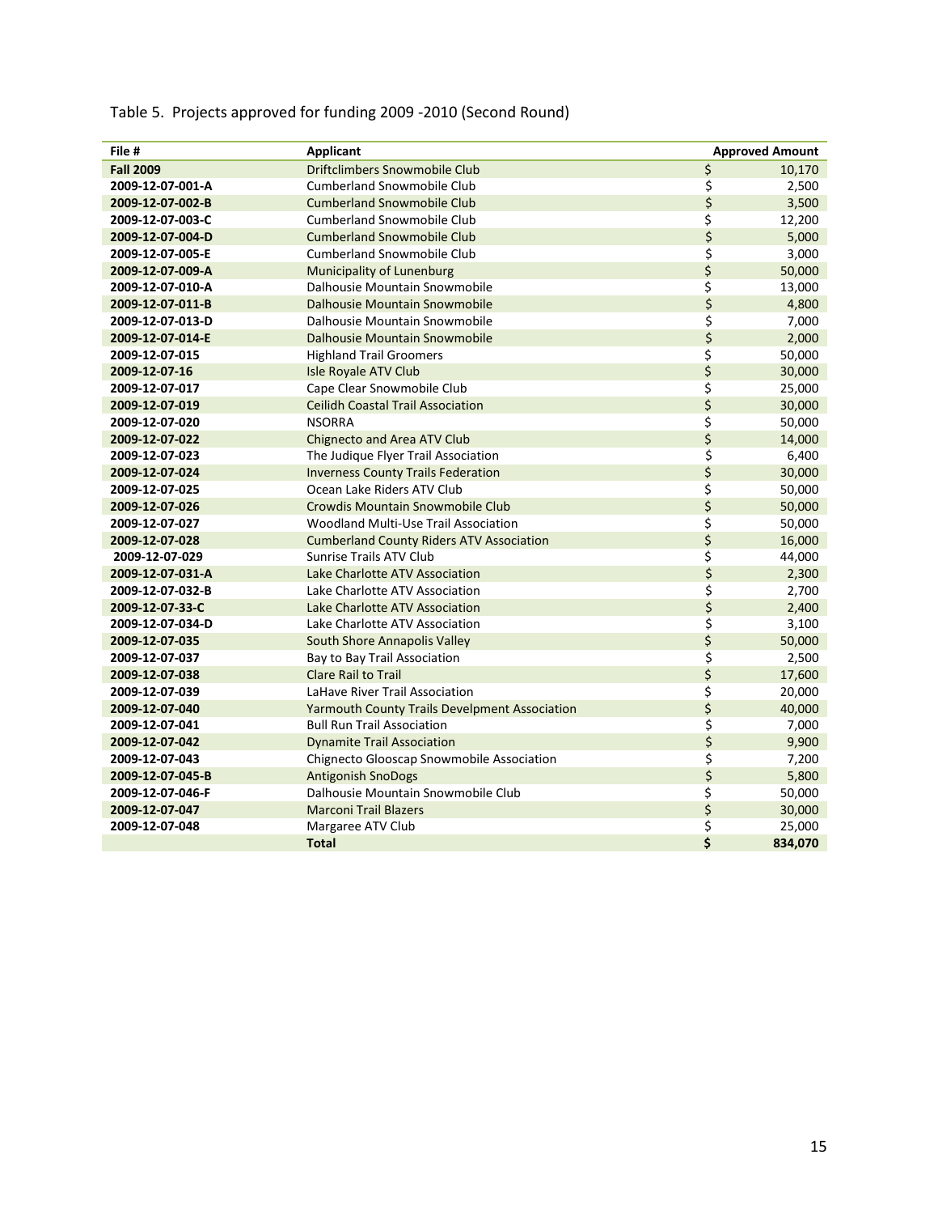Table 5. Projects approved for funding 2009 -2010 (Second Round)

| File # | Applicant | Approved Amount |
|---|---|---|
| **Fall 2009** | Driftclimbers Snowmobile Club | $ 10,170 |
| **2009-12-07-001-A** | Cumberland Snowmobile Club | $ 2,500 |
| **2009-12-07-002-B** | Cumberland Snowmobile Club | $ 3,500 |
| **2009-12-07-003-C** | Cumberland Snowmobile Club | $ 12,200 |
| **2009-12-07-004-D** | Cumberland Snowmobile Club | $ 5,000 |
| **2009-12-07-005-E** | Cumberland Snowmobile Club | $ 3,000 |
| **2009-12-07-009-A** | Municipality of Lunenburg | $ 50,000 |
| **2009-12-07-010-A** | Dalhousie Mountain Snowmobile | $ 13,000 |
| **2009-12-07-011-B** | Dalhousie Mountain Snowmobile | $ 4,800 |
| **2009-12-07-013-D** | Dalhousie Mountain Snowmobile | $ 7,000 |
| **2009-12-07-014-E** | Dalhousie Mountain Snowmobile | $ 2,000 |
| **2009-12-07-015** | Highland Trail Groomers | $ 50,000 |
| **2009-12-07-16** | Isle Royale ATV Club | $ 30,000 |
| **2009-12-07-017** | Cape Clear Snowmobile Club | $ 25,000 |
| **2009-12-07-019** | Ceilidh Coastal Trail Association | $ 30,000 |
| **2009-12-07-020** | NSORRA | $ 50,000 |
| **2009-12-07-022** | Chignecto and Area ATV Club | $ 14,000 |
| **2009-12-07-023** | The Judique Flyer Trail Association | $ 6,400 |
| **2009-12-07-024** | Inverness County Trails Federation | $ 30,000 |
| **2009-12-07-025** | Ocean Lake Riders ATV Club | $ 50,000 |
| **2009-12-07-026** | Crowdis Mountain Snowmobile Club | $ 50,000 |
| **2009-12-07-027** | Woodland Multi-Use Trail Association | $ 50,000 |
| **2009-12-07-028** | Cumberland County Riders ATV Association | $ 16,000 |
| **2009-12-07-029** | Sunrise Trails ATV Club | $ 44,000 |
| **2009-12-07-031-A** | Lake Charlotte ATV Association | $ 2,300 |
| **2009-12-07-032-B** | Lake Charlotte ATV Association | $ 2,700 |
| **2009-12-07-33-C** | Lake Charlotte ATV Association | $ 2,400 |
| **2009-12-07-034-D** | Lake Charlotte ATV Association | $ 3,100 |
| **2009-12-07-035** | South Shore Annapolis Valley | $ 50,000 |
| **2009-12-07-037** | Bay to Bay Trail Association | $ 2,500 |
| **2009-12-07-038** | Clare Rail to Trail | $ 17,600 |
| **2009-12-07-039** | LaHave River Trail Association | $ 20,000 |
| **2009-12-07-040** | Yarmouth County Trails Develpment Association | $ 40,000 |
| **2009-12-07-041** | Bull Run Trail Association | $ 7,000 |
| **2009-12-07-042** | Dynamite Trail Association | $ 9,900 |
| **2009-12-07-043** | Chignecto Glooscap Snowmobile Association | $ 7,200 |
| **2009-12-07-045-B** | Antigonish SnoDogs | $ 5,800 |
| **2009-12-07-046-F** | Dalhousie Mountain Snowmobile Club | $ 50,000 |
| **2009-12-07-047** | Marconi Trail Blazers | $ 30,000 |
| **2009-12-07-048** | Margaree ATV Club | $ 25,000 |
| | **Total** | **$ 834,070** |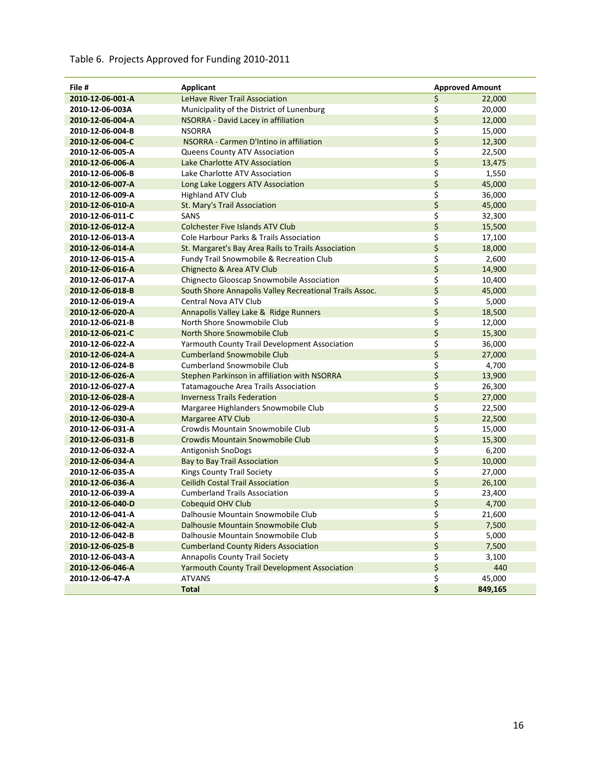Table 6. Projects Approved for Funding 2010-2011

| File # | Applicant | Approved Amount |
|---|---|---|
| 2010-12-06-001-A | LeHave River Trail Association | $ 22,000 |
| 2010-12-06-003A | Municipality of the District of Lunenburg | $ 20,000 |
| 2010-12-06-004-A | NSORRA - David Lacey in affiliation | $ 12,000 |
| 2010-12-06-004-B | NSORRA | $ 15,000 |
| 2010-12-06-004-C | NSORRA - Carmen D'Intino in affiliation | $ 12,300 |
| 2010-12-06-005-A | Queens County ATV Association | $ 22,500 |
| 2010-12-06-006-A | Lake Charlotte ATV Association | $ 13,475 |
| 2010-12-06-006-B | Lake Charlotte ATV Association | $ 1,550 |
| 2010-12-06-007-A | Long Lake Loggers ATV Association | $ 45,000 |
| 2010-12-06-009-A | Highland ATV Club | $ 36,000 |
| 2010-12-06-010-A | St. Mary's Trail Association | $ 45,000 |
| 2010-12-06-011-C | SANS | $ 32,300 |
| 2010-12-06-012-A | Colchester Five Islands ATV Club | $ 15,500 |
| 2010-12-06-013-A | Cole Harbour Parks & Trails Association | $ 17,100 |
| 2010-12-06-014-A | St. Margaret's Bay Area Rails to Trails Association | $ 18,000 |
| 2010-12-06-015-A | Fundy Trail Snowmobile & Recreation Club | $ 2,600 |
| 2010-12-06-016-A | Chignecto & Area ATV Club | $ 14,900 |
| 2010-12-06-017-A | Chignecto Glooscap Snowmobile Association | $ 10,400 |
| 2010-12-06-018-B | South Shore Annapolis Valley Recreational Trails Assoc. | $ 45,000 |
| 2010-12-06-019-A | Central Nova ATV Club | $ 5,000 |
| 2010-12-06-020-A | Annapolis Valley Lake & Ridge Runners | $ 18,500 |
| 2010-12-06-021-B | North Shore Snowmobile Club | $ 12,000 |
| 2010-12-06-021-C | North Shore Snowmobile Club | $ 15,300 |
| 2010-12-06-022-A | Yarmouth County Trail Development Association | $ 36,000 |
| 2010-12-06-024-A | Cumberland Snowmobile Club | $ 27,000 |
| 2010-12-06-024-B | Cumberland Snowmobile Club | $ 4,700 |
| 2010-12-06-026-A | Stephen Parkinson in affiliation with NSORRA | $ 13,900 |
| 2010-12-06-027-A | Tatamagouche Area Trails Association | $ 26,300 |
| 2010-12-06-028-A | Inverness Trails Federation | $ 27,000 |
| 2010-12-06-029-A | Margaree Highlanders Snowmobile Club | $ 22,500 |
| 2010-12-06-030-A | Margaree ATV Club | $ 22,500 |
| 2010-12-06-031-A | Crowdis Mountain Snowmobile Club | $ 15,000 |
| 2010-12-06-031-B | Crowdis Mountain Snowmobile Club | $ 15,300 |
| 2010-12-06-032-A | Antigonish SnoDogs | $ 6,200 |
| 2010-12-06-034-A | Bay to Bay Trail Association | $ 10,000 |
| 2010-12-06-035-A | Kings County Trail Society | $ 27,000 |
| 2010-12-06-036-A | Ceilidh Costal Trail Association | $ 26,100 |
| 2010-12-06-039-A | Cumberland Trails Association | $ 23,400 |
| 2010-12-06-040-D | Cobequid OHV Club | $ 4,700 |
| 2010-12-06-041-A | Dalhousie Mountain Snowmobile Club | $ 21,600 |
| 2010-12-06-042-A | Dalhousie Mountain Snowmobile Club | $ 7,500 |
| 2010-12-06-042-B | Dalhousie Mountain Snowmobile Club | $ 5,000 |
| 2010-12-06-025-B | Cumberland County Riders Association | $ 7,500 |
| 2010-12-06-043-A | Annapolis County Trail Society | $ 3,100 |
| 2010-12-06-046-A | Yarmouth County Trail Development Association | $ 440 |
| 2010-12-06-47-A | ATVANS | $ 45,000 |
| | **Total** | **$ 849,165** |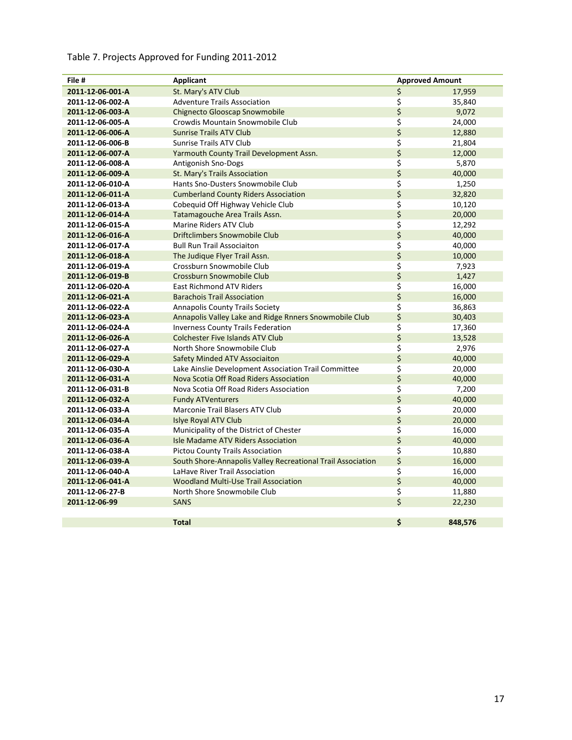Table 7. Projects Approved for Funding 2011-2012

| File # | Applicant | Approved Amount |
|---|---|---|
| 2011-12-06-001-A | St. Mary's ATV Club | $ 17,959 |
| 2011-12-06-002-A | Adventure Trails Association | $ 35,840 |
| 2011-12-06-003-A | Chignecto Glooscap Snowmobile | $ 9,072 |
| 2011-12-06-005-A | Crowdis Mountain Snowmobile Club | $ 24,000 |
| 2011-12-06-006-A | Sunrise Trails ATV Club | $ 12,880 |
| 2011-12-06-006-B | Sunrise Trails ATV Club | $ 21,804 |
| 2011-12-06-007-A | Yarmouth County Trail Development Assn. | $ 12,000 |
| 2011-12-06-008-A | Antigonish Sno-Dogs | $ 5,870 |
| 2011-12-06-009-A | St. Mary's Trails Association | $ 40,000 |
| 2011-12-06-010-A | Hants Sno-Dusters Snowmobile Club | $ 1,250 |
| 2011-12-06-011-A | Cumberland County Riders Association | $ 32,820 |
| 2011-12-06-013-A | Cobequid Off Highway Vehicle Club | $ 10,120 |
| 2011-12-06-014-A | Tatamagouche Area Trails Assn. | $ 20,000 |
| 2011-12-06-015-A | Marine Riders ATV Club | $ 12,292 |
| 2011-12-06-016-A | Driftclimbers Snowmobile Club | $ 40,000 |
| 2011-12-06-017-A | Bull Run Trail Associaiton | $ 40,000 |
| 2011-12-06-018-A | The Judique Flyer Trail Assn. | $ 10,000 |
| 2011-12-06-019-A | Crossburn Snowmobile Club | $ 7,923 |
| 2011-12-06-019-B | Crossburn Snowmobile Club | $ 1,427 |
| 2011-12-06-020-A | East Richmond ATV Riders | $ 16,000 |
| 2011-12-06-021-A | Barachois Trail Association | $ 16,000 |
| 2011-12-06-022-A | Annapolis County Trails Society | $ 36,863 |
| 2011-12-06-023-A | Annapolis Valley Lake and Ridge Rnners Snowmobile Club | $ 30,403 |
| 2011-12-06-024-A | Inverness County Trails Federation | $ 17,360 |
| 2011-12-06-026-A | Colchester Five Islands ATV Club | $ 13,528 |
| 2011-12-06-027-A | North Shore Snowmobile Club | $ 2,976 |
| 2011-12-06-029-A | Safety Minded ATV Associaiton | $ 40,000 |
| 2011-12-06-030-A | Lake Ainslie Development Association Trail Committee | $ 20,000 |
| 2011-12-06-031-A | Nova Scotia Off Road Riders Association | $ 40,000 |
| 2011-12-06-031-B | Nova Scotia Off Road Riders Association | $ 7,200 |
| 2011-12-06-032-A | Fundy ATVenturers | $ 40,000 |
| 2011-12-06-033-A | Marconie Trail Blasers ATV Club | $ 20,000 |
| 2011-12-06-034-A | Islye Royal ATV Club | $ 20,000 |
| 2011-12-06-035-A | Municipality of the District of Chester | $ 16,000 |
| 2011-12-06-036-A | Isle Madame ATV Riders Association | $ 40,000 |
| 2011-12-06-038-A | Pictou County Trails Association | $ 10,880 |
| 2011-12-06-039-A | South Shore-Annapolis Valley Recreational Trail Association | $ 16,000 |
| 2011-12-06-040-A | LaHave River Trail Association | $ 16,000 |
| 2011-12-06-041-A | Woodland Multi-Use Trail Association | $ 40,000 |
| 2011-12-06-27-B | North Shore Snowmobile Club | $ 11,880 |
| 2011-12-06-99 | SANS | $ 22,230 |
| | **Total** | **$ 848,576** |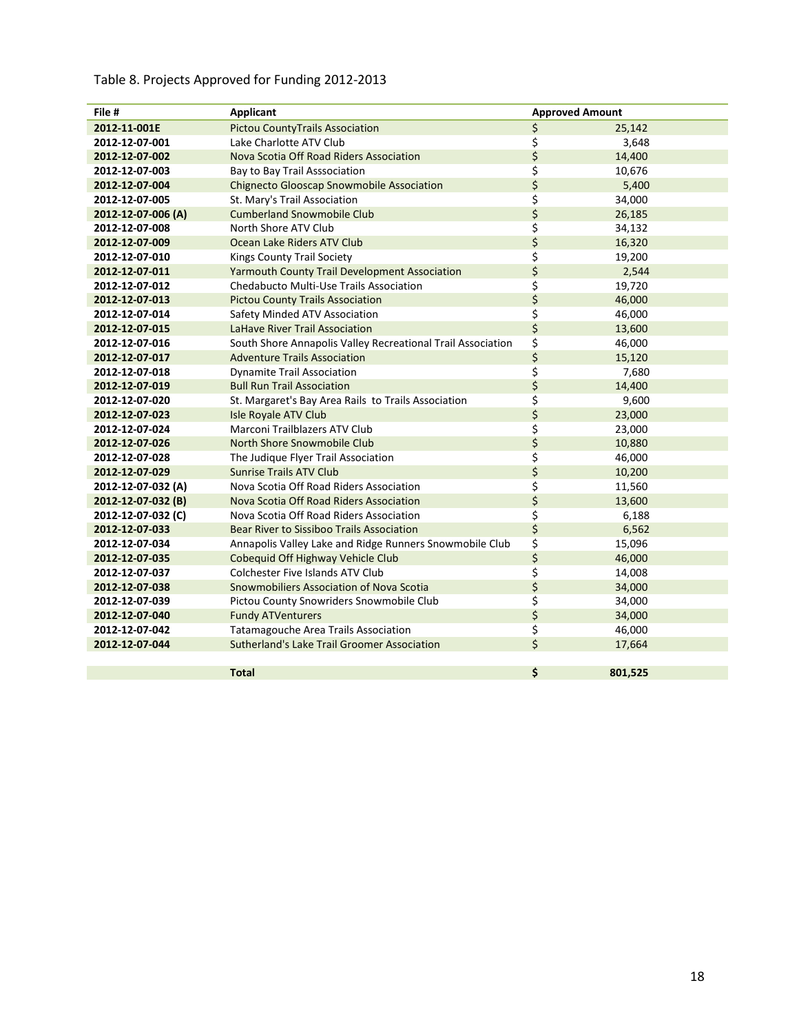Table 8. Projects Approved for Funding 2012-2013

| File # | Applicant | Approved Amount |
|---|---|---|
| **2012-11-001E** | Pictou CountyTrails Association | $ 25,142 |
| **2012-12-07-001** | Lake Charlotte ATV Club | $ 3,648 |
| **2012-12-07-002** | Nova Scotia Off Road Riders Association | $ 14,400 |
| **2012-12-07-003** | Bay to Bay Trail Asssociation | $ 10,676 |
| **2012-12-07-004** | Chignecto Glooscap Snowmobile Association | $ 5,400 |
| **2012-12-07-005** | St. Mary's Trail Association | $ 34,000 |
| **2012-12-07-006 (A)** | Cumberland Snowmobile Club | $ 26,185 |
| **2012-12-07-008** | North Shore ATV Club | $ 34,132 |
| **2012-12-07-009** | Ocean Lake Riders ATV Club | $ 16,320 |
| **2012-12-07-010** | Kings County Trail Society | $ 19,200 |
| **2012-12-07-011** | Yarmouth County Trail Development Association | $ 2,544 |
| **2012-12-07-012** | Chedabucto Multi-Use Trails Association | $ 19,720 |
| **2012-12-07-013** | Pictou County Trails Association | $ 46,000 |
| **2012-12-07-014** | Safety Minded ATV Association | $ 46,000 |
| **2012-12-07-015** | LaHave River Trail Association | $ 13,600 |
| **2012-12-07-016** | South Shore Annapolis Valley Recreational Trail Association | $ 46,000 |
| **2012-12-07-017** | Adventure Trails Association | $ 15,120 |
| **2012-12-07-018** | Dynamite Trail Association | $ 7,680 |
| **2012-12-07-019** | Bull Run Trail Association | $ 14,400 |
| **2012-12-07-020** | St. Margaret's Bay Area Rails to Trails Association | $ 9,600 |
| **2012-12-07-023** | Isle Royale ATV Club | $ 23,000 |
| **2012-12-07-024** | Marconi Trailblazers ATV Club | $ 23,000 |
| **2012-12-07-026** | North Shore Snowmobile Club | $ 10,880 |
| **2012-12-07-028** | The Judique Flyer Trail Association | $ 46,000 |
| **2012-12-07-029** | Sunrise Trails ATV Club | $ 10,200 |
| **2012-12-07-032 (A)** | Nova Scotia Off Road Riders Association | $ 11,560 |
| **2012-12-07-032 (B)** | Nova Scotia Off Road Riders Association | $ 13,600 |
| **2012-12-07-032 (C)** | Nova Scotia Off Road Riders Association | $ 6,188 |
| **2012-12-07-033** | Bear River to Sissiboo Trails Association | $ 6,562 |
| **2012-12-07-034** | Annapolis Valley Lake and Ridge Runners Snowmobile Club | $ 15,096 |
| **2012-12-07-035** | Cobequid Off Highway Vehicle Club | $ 46,000 |
| **2012-12-07-037** | Colchester Five Islands ATV Club | $ 14,008 |
| **2012-12-07-038** | Snowmobiliers Association of Nova Scotia | $ 34,000 |
| **2012-12-07-039** | Pictou County Snowriders Snowmobile Club | $ 34,000 |
| **2012-12-07-040** | Fundy ATVenturers | $ 34,000 |
| **2012-12-07-042** | Tatamagouche Area Trails Association | $ 46,000 |
| **2012-12-07-044** | Sutherland's Lake Trail Groomer Association | $ 17,664 |
| | **Total** | **$ 801,525** |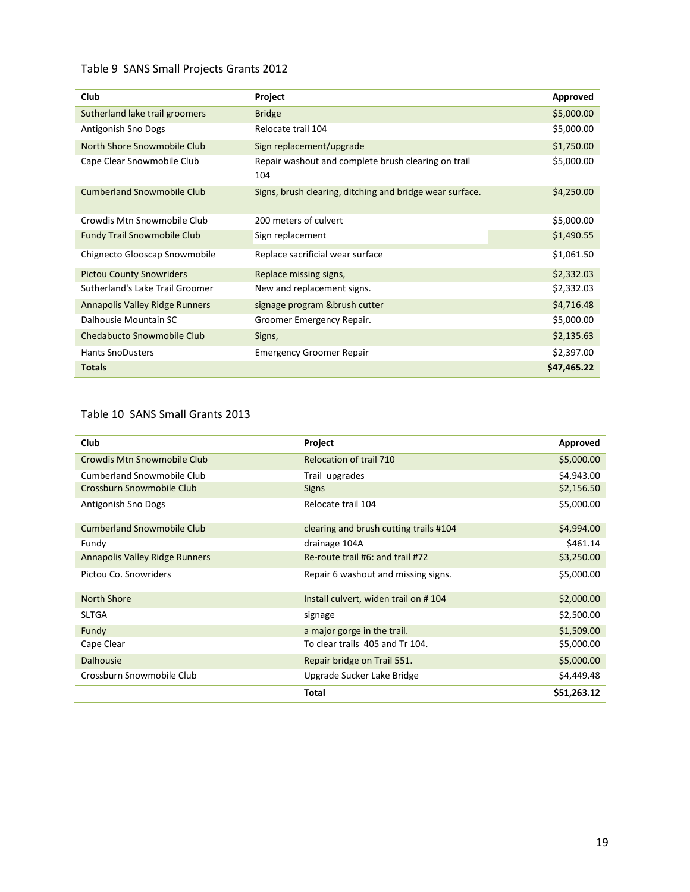Table 9 SANS Small Projects Grants 2012

| Club | Project | Approved |
|---|---|---|
| Sutherland lake trail groomers | Bridge | $5,000.00 |
| Antigonish Sno Dogs | Relocate trail 104 | $5,000.00 |
| North Shore Snowmobile Club | Sign replacement/upgrade | $1,750.00 |
| Cape Clear Snowmobile Club | Repair washout and complete brush clearing on trail 104 | $5,000.00 |
| Cumberland Snowmobile Club | Signs, brush clearing, ditching and bridge wear surface. | $4,250.00 |
| Crowdis Mtn Snowmobile Club | 200 meters of culvert | $5,000.00 |
| Fundy Trail Snowmobile Club | Sign replacement | $1,490.55 |
| Chignecto Glooscap Snowmobile | Replace sacrificial wear surface | $1,061.50 |
| Pictou County Snowriders | Replace missing signs, | $2,332.03 |
| Sutherland's Lake Trail Groomer | New and replacement signs. | $2,332.03 |
| Annapolis Valley Ridge Runners | signage program &brush cutter | $4,716.48 |
| Dalhousie Mountain SC | Groomer Emergency Repair. | $5,000.00 |
| Chedabucto Snowmobile Club | Signs, | $2,135.63 |
| Hants SnoDusters | Emergency Groomer Repair | $2,397.00 |
| **Totals** | | **$47,465.22** |

Table 10 SANS Small Grants 2013

| Club | Project | Approved |
|---|---|---|
| Crowdis Mtn Snowmobile Club | Relocation of trail 710 | $5,000.00 |
| Cumberland Snowmobile Club | Trail upgrades | $4,943.00 |
| Crossburn Snowmobile Club | Signs | $2,156.50 |
| Antigonish Sno Dogs | Relocate trail 104 | $5,000.00 |
| Cumberland Snowmobile Club | clearing and brush cutting trails #104 | $4,994.00 |
| Fundy | drainage 104A | $461.14 |
| Annapolis Valley Ridge Runners | Re-route trail #6: and trail #72 | $3,250.00 |
| Pictou Co. Snowriders | Repair 6 washout and missing signs. | $5,000.00 |
| North Shore | Install culvert, widen trail on # 104 | $2,000.00 |
| SLTGA | signage | $2,500.00 |
| Fundy | a major gorge in the trail. | $1,509.00 |
| Cape Clear | To clear trails 405 and Tr 104. | $5,000.00 |
| Dalhousie | Repair bridge on Trail 551. | $5,000.00 |
| Crossburn Snowmobile Club | Upgrade Sucker Lake Bridge | $4,449.48 |
| | **Total** | **$51,263.12** |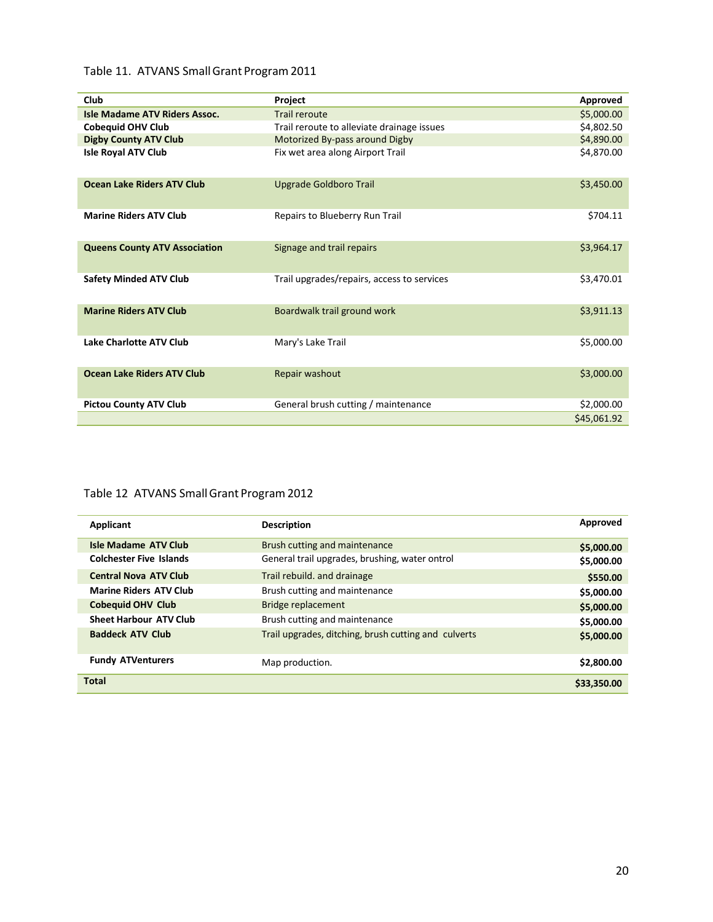Table 11. ATVANS Small Grant Program 2011

| Club | Project | Approved |
|---|---|---|
| **Isle Madame ATV Riders Assoc.** | Trail reroute | $5,000.00 |
| **Cobequid OHV Club** | Trail reroute to alleviate drainage issues | $4,802.50 |
| **Digby County ATV Club** | Motorized By-pass around Digby | $4,890.00 |
| **Isle Royal ATV Club** | Fix wet area along Airport Trail | $4,870.00 |
| **Ocean Lake Riders ATV Club** | Upgrade Goldboro Trail | $3,450.00 |
| **Marine Riders ATV Club** | Repairs to Blueberry Run Trail | $704.11 |
| **Queens County ATV Association** | Signage and trail repairs | $3,964.17 |
| **Safety Minded ATV Club** | Trail upgrades/repairs, access to services | $3,470.01 |
| **Marine Riders ATV Club** | Boardwalk trail ground work | $3,911.13 |
| **Lake Charlotte ATV Club** | Mary's Lake Trail | $5,000.00 |
| **Ocean Lake Riders ATV Club** | Repair washout | $3,000.00 |
| **Pictou County ATV Club** | General brush cutting / maintenance | $2,000.00 |
| | | $45,061.92 |

Table 12 ATVANS Small Grant Program 2012

| Applicant | Description | Approved |
|---|---|---|
| **Isle Madame ATV Club** | Brush cutting and maintenance | **$5,000.00** |
| **Colchester Five Islands** | General trail upgrades, brushing, water ontrol | **$5,000.00** |
| **Central Nova ATV Club** | Trail rebuild. and drainage | **$550.00** |
| **Marine Riders ATV Club** | Brush cutting and maintenance | **$5,000.00** |
| **Cobequid OHV Club** | Bridge replacement | **$5,000.00** |
| **Sheet Harbour ATV Club** | Brush cutting and maintenance | **$5,000.00** |
| **Baddeck ATV Club** | Trail upgrades, ditching, brush cutting and culverts | **$5,000.00** |
| **Fundy ATVenturers** | Map production. | **$2,800.00** |
| **Total** | | **$33,350.00** |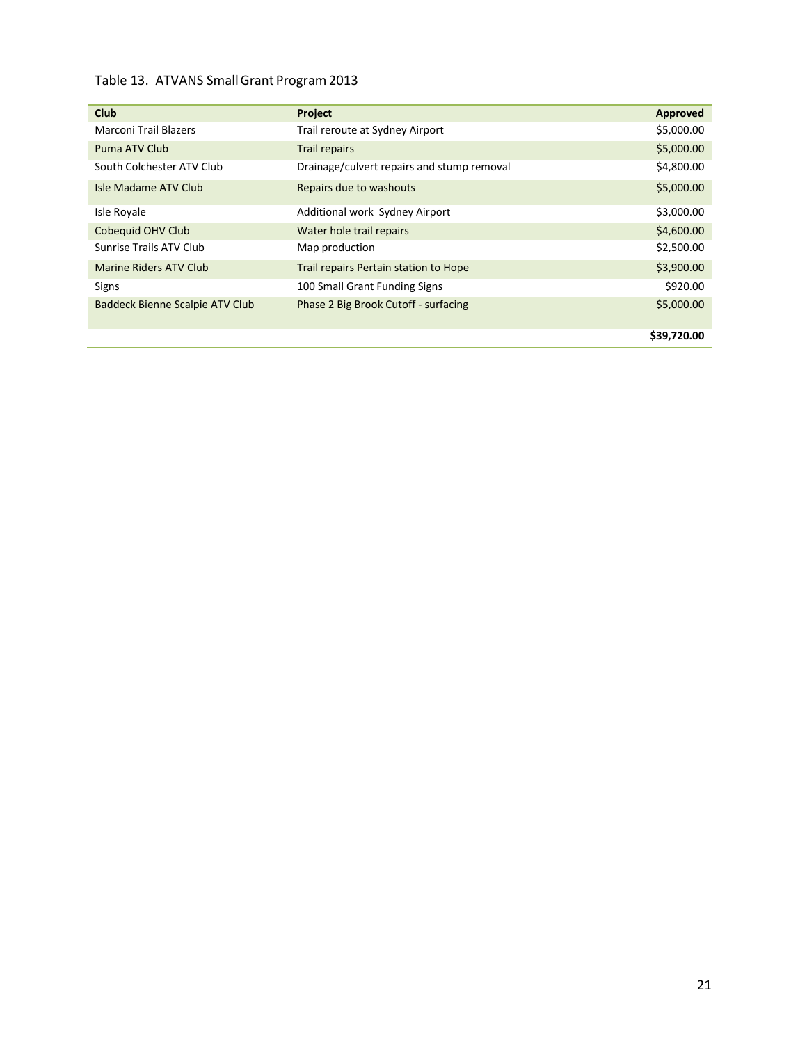Table 13. ATVANS Small Grant Program 2013

| Club | Project | Approved |
|---|---|---|
| Marconi Trail Blazers | Trail reroute at Sydney Airport | $5,000.00 |
| Puma ATV Club | Trail repairs | $5,000.00 |
| South Colchester ATV Club | Drainage/culvert repairs and stump removal | $4,800.00 |
| Isle Madame ATV Club | Repairs due to washouts | $5,000.00 |
| Isle Royale | Additional work Sydney Airport | $3,000.00 |
| Cobequid OHV Club | Water hole trail repairs | $4,600.00 |
| Sunrise Trails ATV Club | Map production | $2,500.00 |
| Marine Riders ATV Club | Trail repairs Pertain station to Hope | $3,900.00 |
| Signs | 100 Small Grant Funding Signs | $920.00 |
| Baddeck Bienne Scalpie ATV Club | Phase 2 Big Brook Cutoff - surfacing | $5,000.00 |
| | | **$39,720.00** |